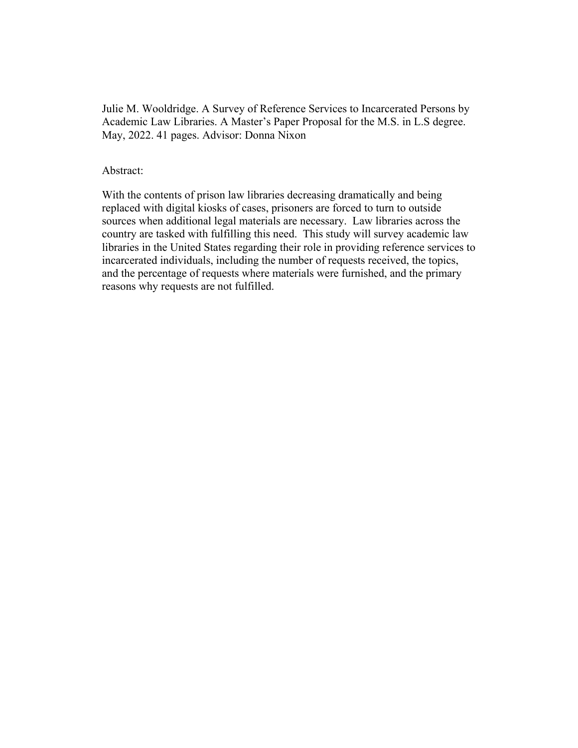Julie M. Wooldridge. A Survey of Reference Services to Incarcerated Persons by Academic Law Libraries. A Master's Paper Proposal for the M.S. in L.S degree. May, 2022. 41 pages. Advisor: Donna Nixon

Abstract:

With the contents of prison law libraries decreasing dramatically and being replaced with digital kiosks of cases, prisoners are forced to turn to outside sources when additional legal materials are necessary. Law libraries across the country are tasked with fulfilling this need. This study will survey academic law libraries in the United States regarding their role in providing reference services to incarcerated individuals, including the number of requests received, the topics, and the percentage of requests where materials were furnished, and the primary reasons why requests are not fulfilled.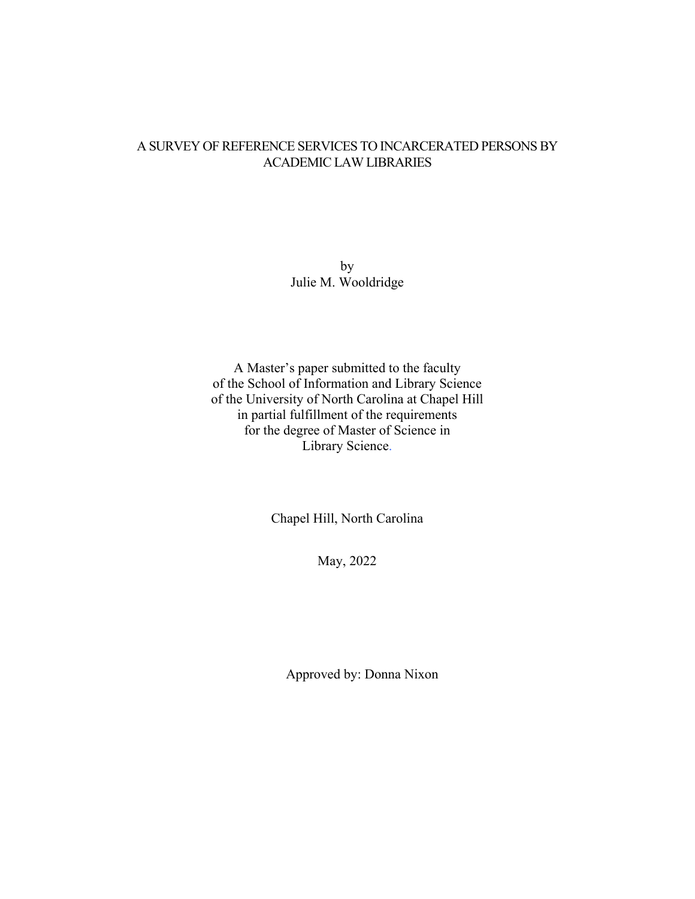# A SURVEY OF REFERENCE SERVICES TO INCARCERATED PERSONS BY ACADEMIC LAW LIBRARIES

by
Julie M. Wooldridge

A Master's paper submitted to the faculty
of the School of Information and Library Science
of the University of North Carolina at Chapel Hill
in partial fulfillment of the requirements
for the degree of Master of Science in
Library Science.

Chapel Hill, North Carolina

May, 2022

Approved by: Donna Nixon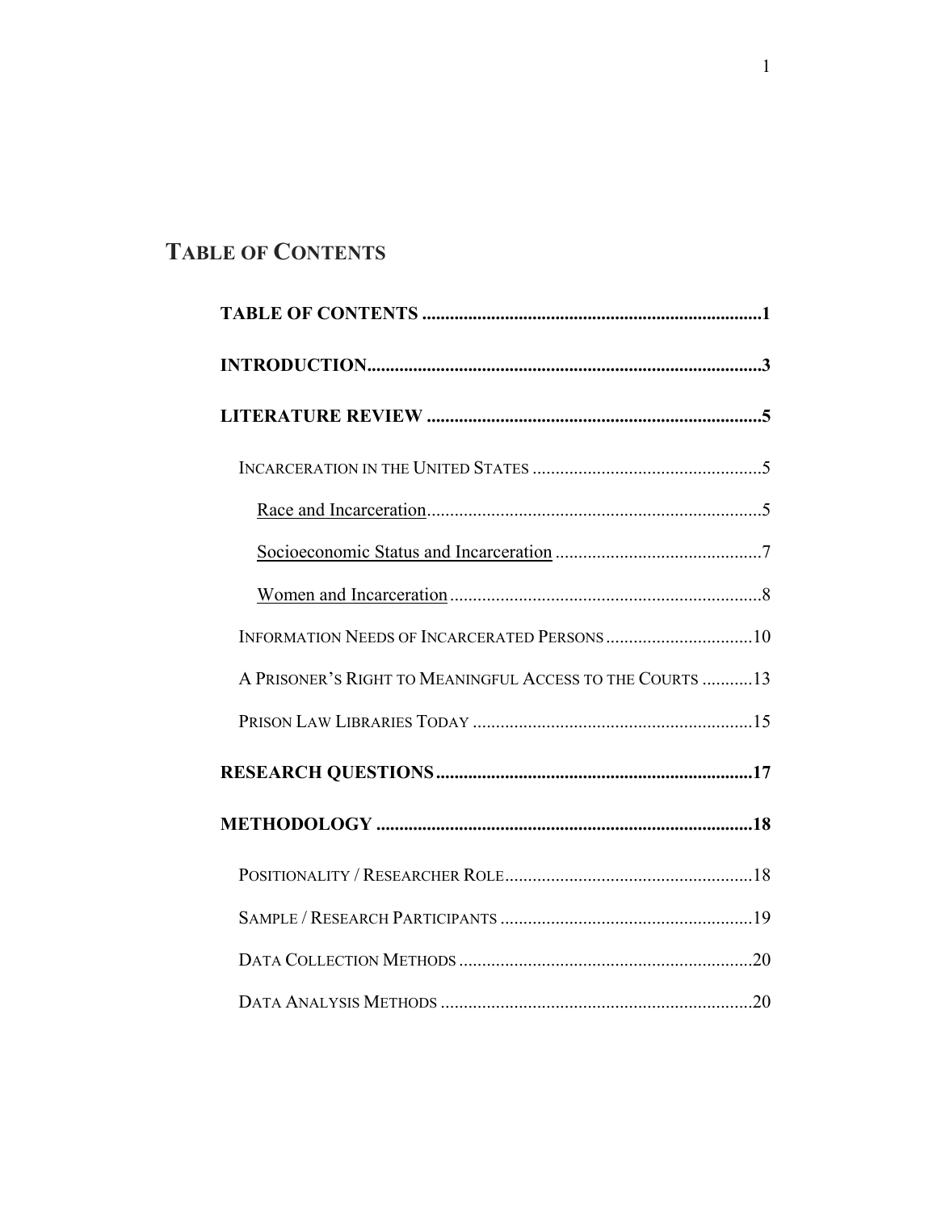# Table of Contents

**TABLE OF CONTENTS** ..... **1**

**INTRODUCTION** ..... **3**

**LITERATURE REVIEW** ..... **5**

- INCARCERATION IN THE UNITED STATES ..... 5
  - Race and Incarceration ..... 5
  - Socioeconomic Status and Incarceration ..... 7
  - Women and Incarceration ..... 8
- INFORMATION NEEDS OF INCARCERATED PERSONS ..... 10
- A PRISONER'S RIGHT TO MEANINGFUL ACCESS TO THE COURTS ..... 13
- PRISON LAW LIBRARIES TODAY ..... 15

**RESEARCH QUESTIONS** ..... **17**

**METHODOLOGY** ..... **18**

- POSITIONALITY / RESEARCHER ROLE ..... 18
- SAMPLE / RESEARCH PARTICIPANTS ..... 19
- DATA COLLECTION METHODS ..... 20
- DATA ANALYSIS METHODS ..... 20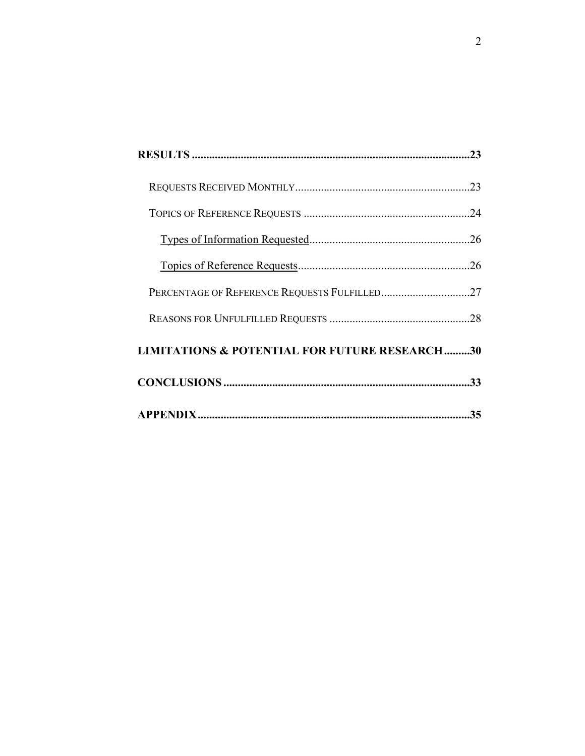**RESULTS** ................................................................................................**23**

REQUESTS RECEIVED MONTHLY............................................................23

TOPICS OF REFERENCE REQUESTS .........................................................24

Types of Information Requested........................................................26

Topics of Reference Requests............................................................26

PERCENTAGE OF REFERENCE REQUESTS FULFILLED...............................27

REASONS FOR UNFULFILLED REQUESTS .................................................28

**LIMITATIONS & POTENTIAL FOR FUTURE RESEARCH.........30**

**CONCLUSIONS.....................................................................................33**

**APPENDIX..............................................................................................35**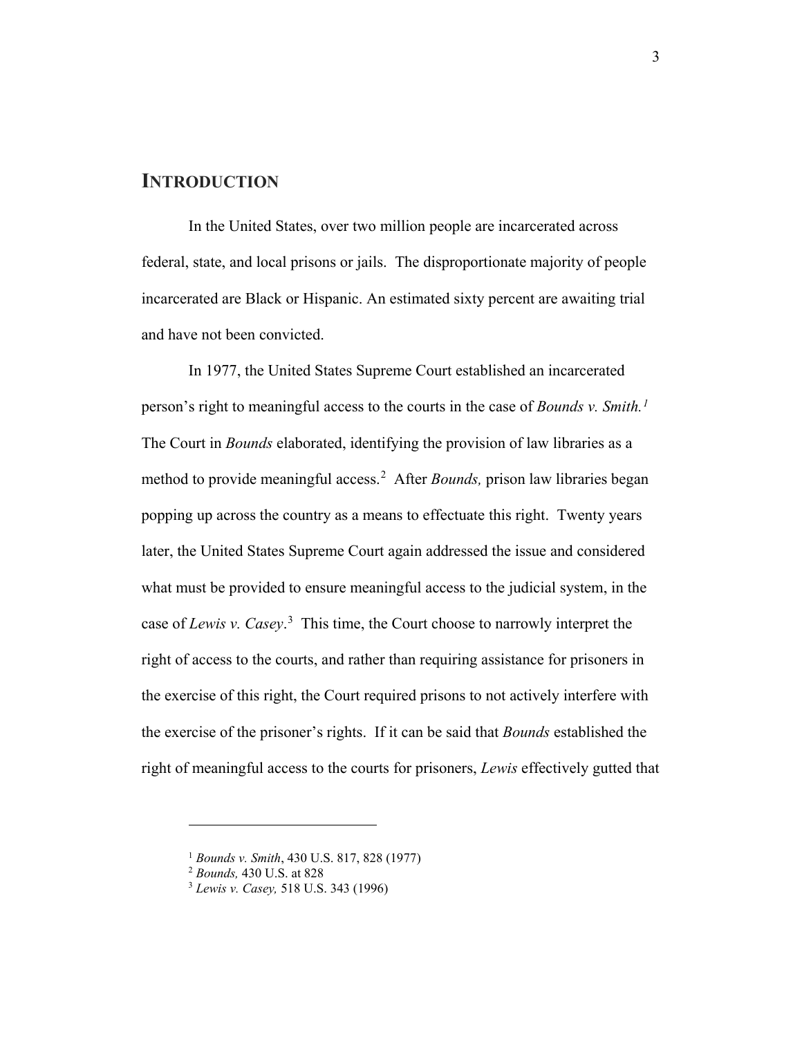## INTRODUCTION

In the United States, over two million people are incarcerated across federal, state, and local prisons or jails. The disproportionate majority of people incarcerated are Black or Hispanic. An estimated sixty percent are awaiting trial and have not been convicted.

In 1977, the United States Supreme Court established an incarcerated person's right to meaningful access to the courts in the case of *Bounds v. Smith.*[1] The Court in *Bounds* elaborated, identifying the provision of law libraries as a method to provide meaningful access.[2] After *Bounds,* prison law libraries began popping up across the country as a means to effectuate this right. Twenty years later, the United States Supreme Court again addressed the issue and considered what must be provided to ensure meaningful access to the judicial system, in the case of *Lewis v. Casey*.[3] This time, the Court choose to narrowly interpret the right of access to the courts, and rather than requiring assistance for prisoners in the exercise of this right, the Court required prisons to not actively interfere with the exercise of the prisoner's rights. If it can be said that *Bounds* established the right of meaningful access to the courts for prisoners, *Lewis* effectively gutted that

---

[1] *Bounds v. Smith*, 430 U.S. 817, 828 (1977)

[2] *Bounds,* 430 U.S. at 828

[3] *Lewis v. Casey,* 518 U.S. 343 (1996)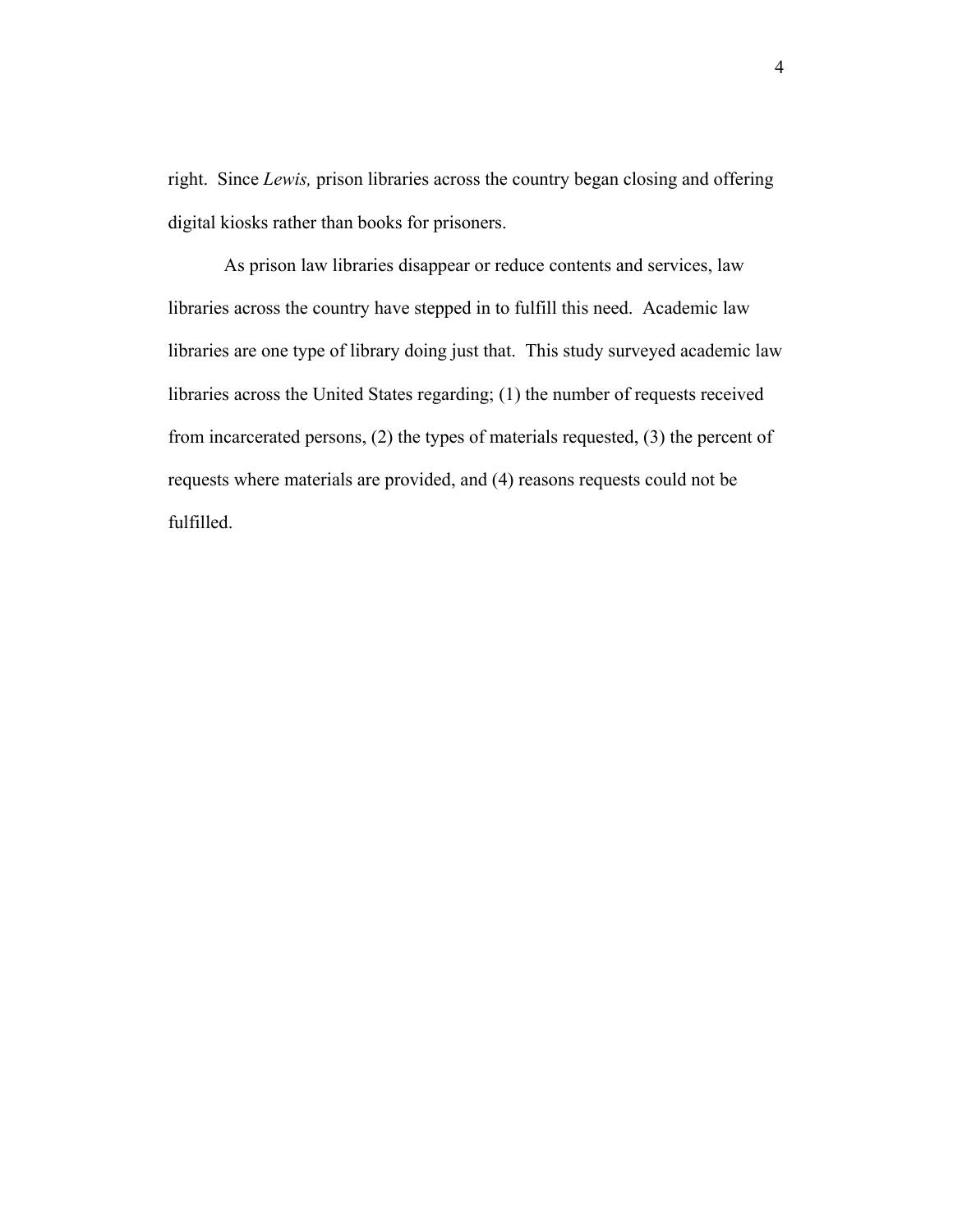right. Since *Lewis,* prison libraries across the country began closing and offering digital kiosks rather than books for prisoners.

As prison law libraries disappear or reduce contents and services, law libraries across the country have stepped in to fulfill this need. Academic law libraries are one type of library doing just that. This study surveyed academic law libraries across the United States regarding; (1) the number of requests received from incarcerated persons, (2) the types of materials requested, (3) the percent of requests where materials are provided, and (4) reasons requests could not be fulfilled.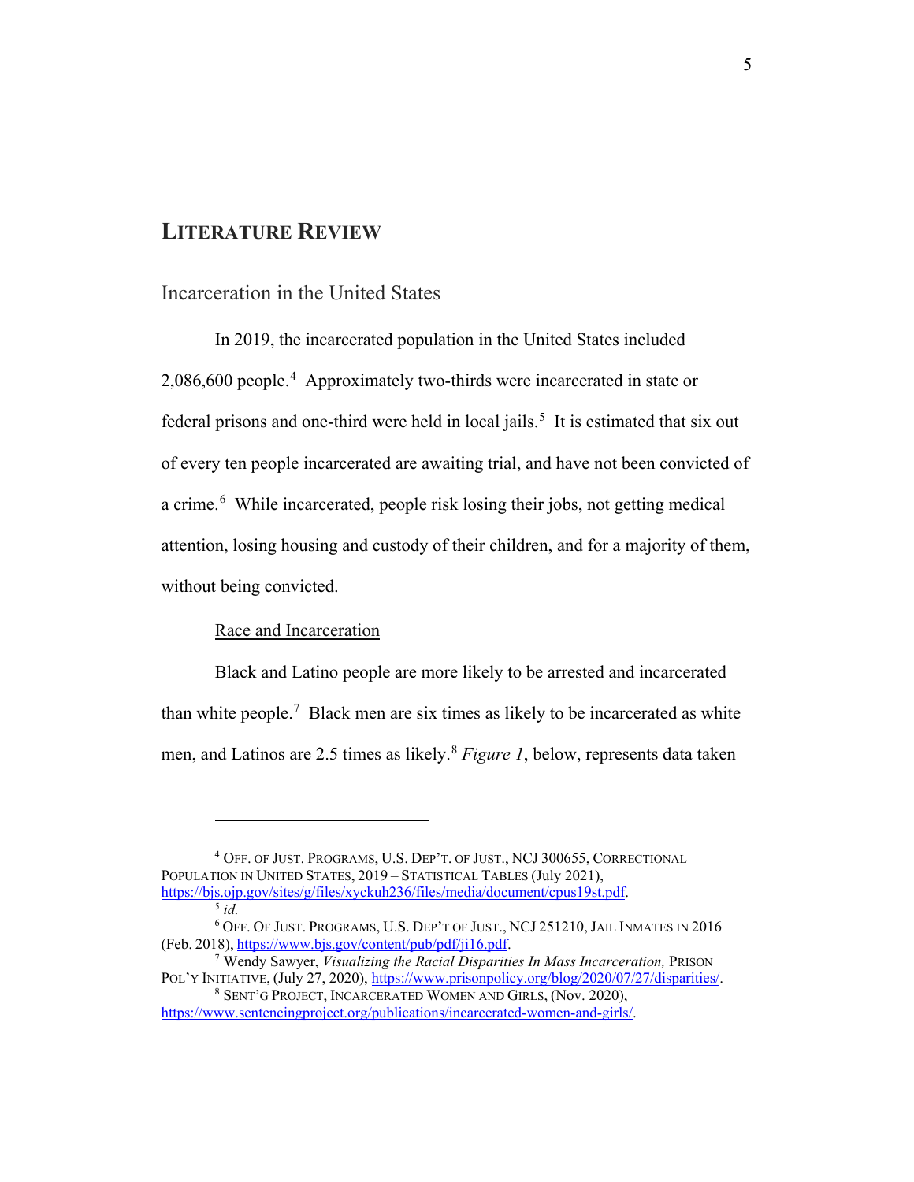# LITERATURE REVIEW

## Incarceration in the United States

In 2019, the incarcerated population in the United States included 2,086,600 people.[4] Approximately two-thirds were incarcerated in state or federal prisons and one-third were held in local jails.[5] It is estimated that six out of every ten people incarcerated are awaiting trial, and have not been convicted of a crime.[6] While incarcerated, people risk losing their jobs, not getting medical attention, losing housing and custody of their children, and for a majority of them, without being convicted.

### Race and Incarceration

Black and Latino people are more likely to be arrested and incarcerated than white people.[7] Black men are six times as likely to be incarcerated as white men, and Latinos are 2.5 times as likely.[8] *Figure 1*, below, represents data taken

---

[4] OFF. OF JUST. PROGRAMS, U.S. DEP'T. OF JUST., NCJ 300655, CORRECTIONAL POPULATION IN UNITED STATES, 2019 – STATISTICAL TABLES (July 2021), https://bjs.ojp.gov/sites/g/files/xyckuh236/files/media/document/cpus19st.pdf.

[5] *id.*

[6] OFF. OF JUST. PROGRAMS, U.S. DEP'T OF JUST., NCJ 251210, JAIL INMATES IN 2016 (Feb. 2018), https://www.bjs.gov/content/pub/pdf/ji16.pdf.

[7] Wendy Sawyer, *Visualizing the Racial Disparities In Mass Incarceration,* PRISON POL'Y INITIATIVE, (July 27, 2020), https://www.prisonpolicy.org/blog/2020/07/27/disparities/.

[8] SENT'G PROJECT, INCARCERATED WOMEN AND GIRLS, (Nov. 2020), https://www.sentencingproject.org/publications/incarcerated-women-and-girls/.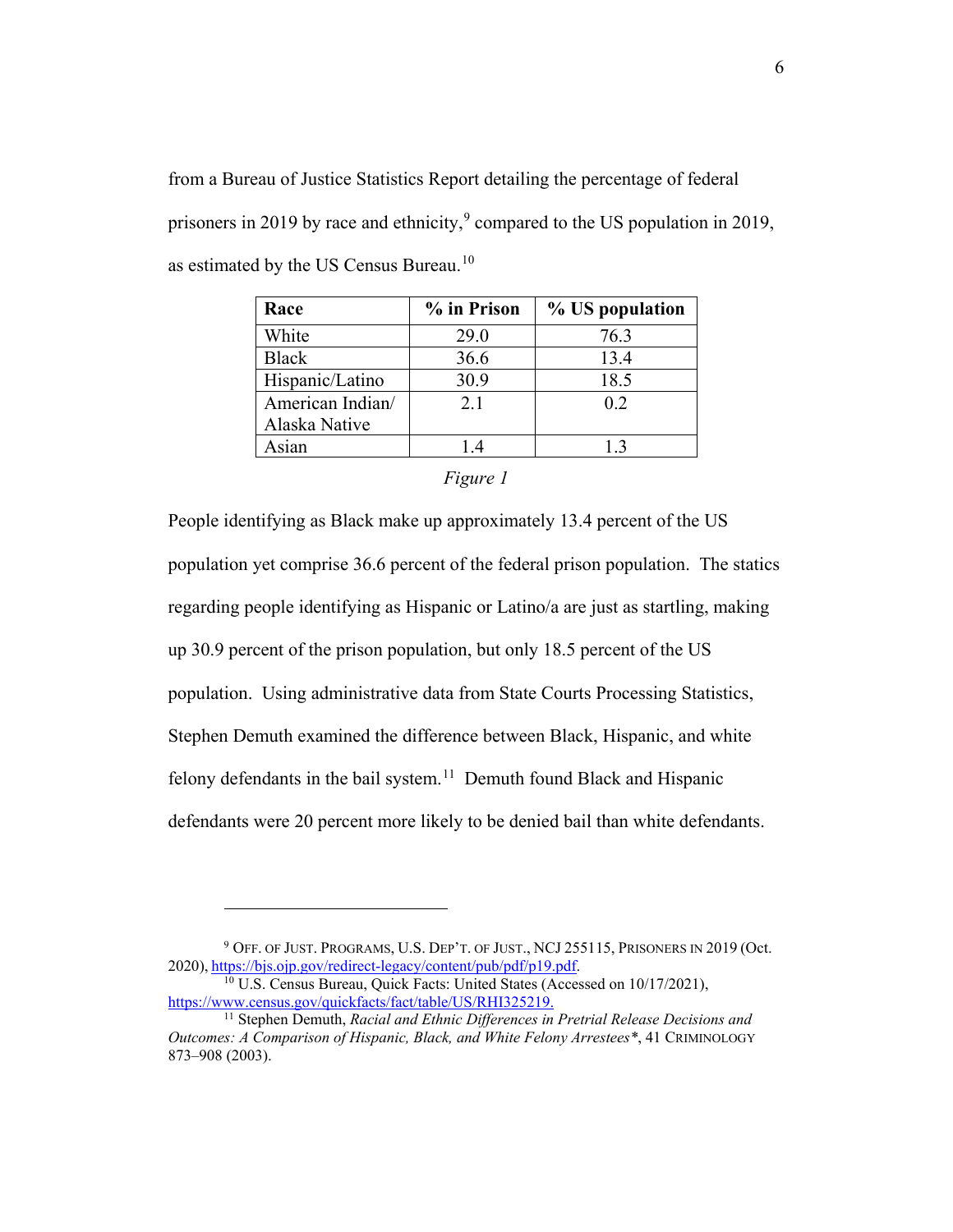from a Bureau of Justice Statistics Report detailing the percentage of federal prisoners in 2019 by race and ethnicity,[9] compared to the US population in 2019, as estimated by the US Census Bureau.[10]

| Race | % in Prison | % US population |
|---|---|---|
| White | 29.0 | 76.3 |
| Black | 36.6 | 13.4 |
| Hispanic/Latino | 30.9 | 18.5 |
| American Indian/ Alaska Native | 2.1 | 0.2 |
| Asian | 1.4 | 1.3 |

*Figure 1*

People identifying as Black make up approximately 13.4 percent of the US population yet comprise 36.6 percent of the federal prison population. The statics regarding people identifying as Hispanic or Latino/a are just as startling, making up 30.9 percent of the prison population, but only 18.5 percent of the US population. Using administrative data from State Courts Processing Statistics, Stephen Demuth examined the difference between Black, Hispanic, and white felony defendants in the bail system.[11] Demuth found Black and Hispanic defendants were 20 percent more likely to be denied bail than white defendants.

---

[9] OFF. OF JUST. PROGRAMS, U.S. DEP'T. OF JUST., NCJ 255115, PRISONERS IN 2019 (Oct. 2020), https://bjs.ojp.gov/redirect-legacy/content/pub/pdf/p19.pdf.

[10] U.S. Census Bureau, Quick Facts: United States (Accessed on 10/17/2021), https://www.census.gov/quickfacts/fact/table/US/RHI325219.

[11] Stephen Demuth, *Racial and Ethnic Differences in Pretrial Release Decisions and Outcomes: A Comparison of Hispanic, Black, and White Felony Arrestees**, 41 CRIMINOLOGY 873–908 (2003).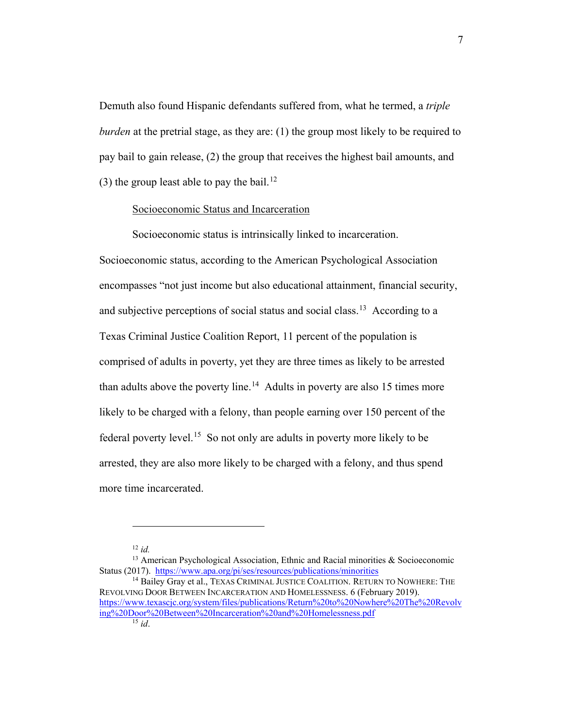Demuth also found Hispanic defendants suffered from, what he termed, a *triple burden* at the pretrial stage, as they are: (1) the group most likely to be required to pay bail to gain release, (2) the group that receives the highest bail amounts, and (3) the group least able to pay the bail.[12]

Socioeconomic Status and Incarceration

Socioeconomic status is intrinsically linked to incarceration. Socioeconomic status, according to the American Psychological Association encompasses "not just income but also educational attainment, financial security, and subjective perceptions of social status and social class.[13] According to a Texas Criminal Justice Coalition Report, 11 percent of the population is comprised of adults in poverty, yet they are three times as likely to be arrested than adults above the poverty line.[14] Adults in poverty are also 15 times more likely to be charged with a felony, than people earning over 150 percent of the federal poverty level.[15] So not only are adults in poverty more likely to be arrested, they are also more likely to be charged with a felony, and thus spend more time incarcerated.

---

[12] *id.*

[13] American Psychological Association, Ethnic and Racial minorities & Socioeconomic Status (2017). https://www.apa.org/pi/ses/resources/publications/minorities

[14] Bailey Gray et al., TEXAS CRIMINAL JUSTICE COALITION. RETURN TO NOWHERE: THE REVOLVING DOOR BETWEEN INCARCERATION AND HOMELESSNESS. 6 (February 2019). https://www.texascjc.org/system/files/publications/Return%20to%20Nowhere%20The%20Revolving%20Door%20Between%20Incarceration%20and%20Homelessness.pdf

[15] *id*.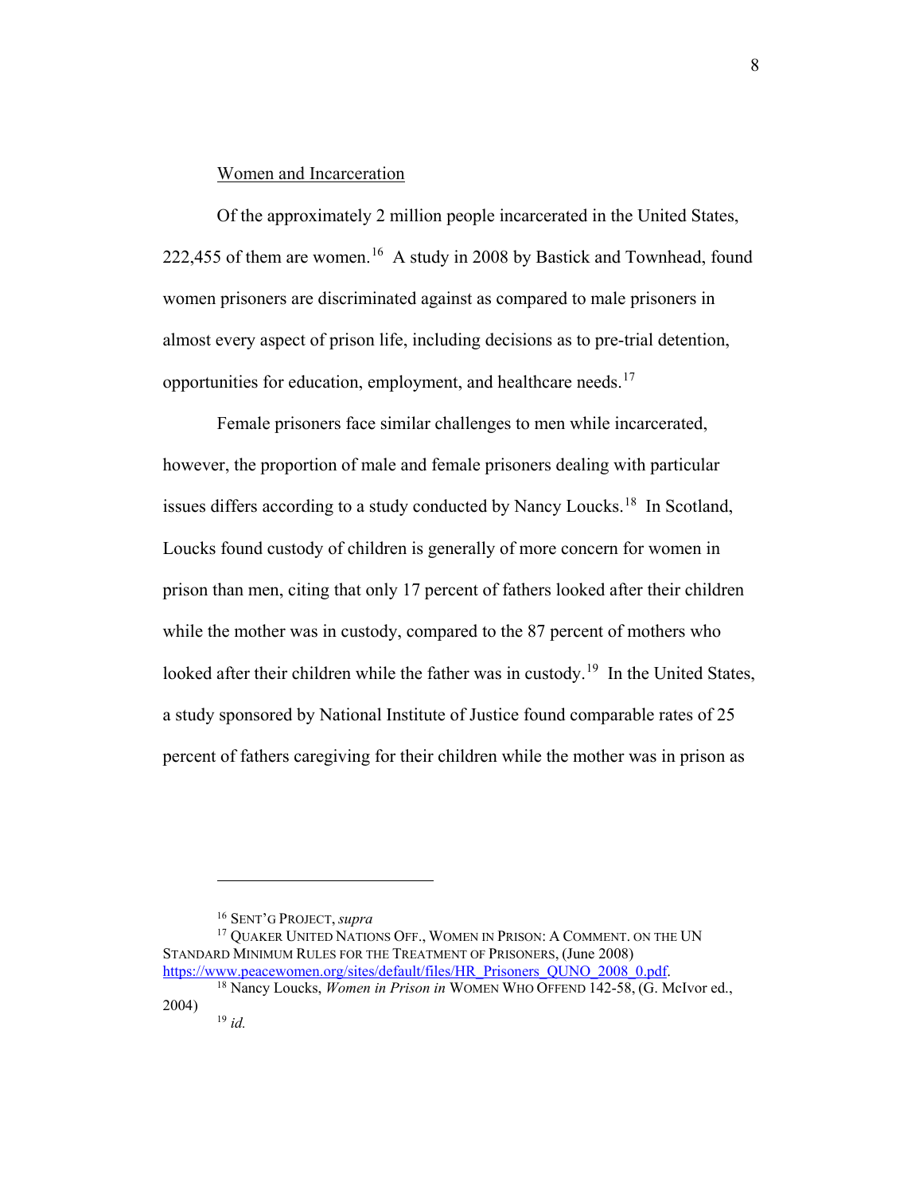## Women and Incarceration

Of the approximately 2 million people incarcerated in the United States, 222,455 of them are women.[16] A study in 2008 by Bastick and Townhead, found women prisoners are discriminated against as compared to male prisoners in almost every aspect of prison life, including decisions as to pre-trial detention, opportunities for education, employment, and healthcare needs.[17]

Female prisoners face similar challenges to men while incarcerated, however, the proportion of male and female prisoners dealing with particular issues differs according to a study conducted by Nancy Loucks.[18] In Scotland, Loucks found custody of children is generally of more concern for women in prison than men, citing that only 17 percent of fathers looked after their children while the mother was in custody, compared to the 87 percent of mothers who looked after their children while the father was in custody.[19] In the United States, a study sponsored by National Institute of Justice found comparable rates of 25 percent of fathers caregiving for their children while the mother was in prison as

---

[16] SENT'G PROJECT, *supra*

[17] QUAKER UNITED NATIONS OFF., WOMEN IN PRISON: A COMMENT. ON THE UN STANDARD MINIMUM RULES FOR THE TREATMENT OF PRISONERS, (June 2008) https://www.peacewomen.org/sites/default/files/HR_Prisoners_QUNO_2008_0.pdf.

[18] Nancy Loucks, *Women in Prison in* WOMEN WHO OFFEND 142-58, (G. McIvor ed., 2004)

[19] *id.*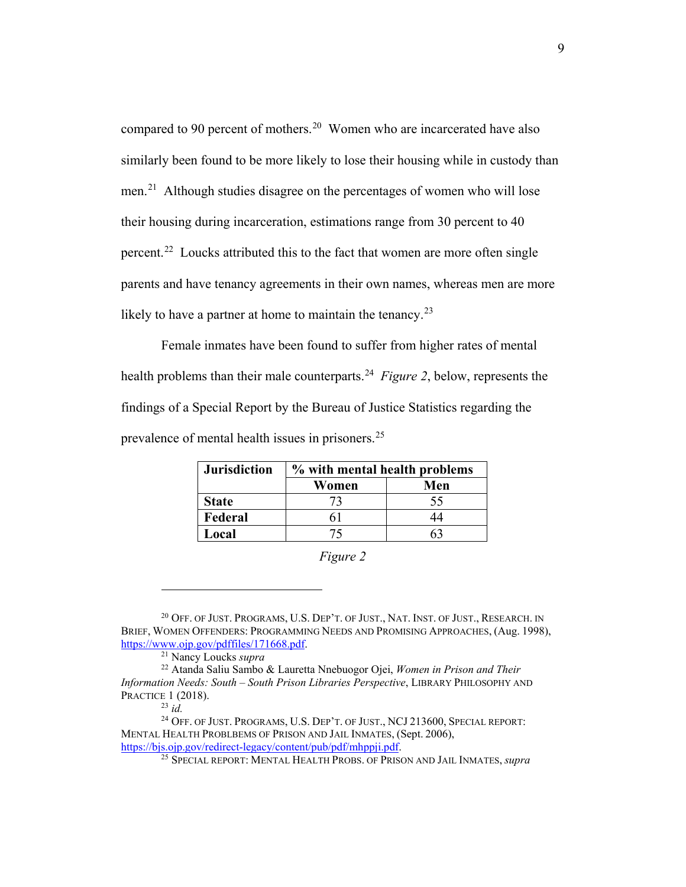compared to 90 percent of mothers.[20] Women who are incarcerated have also similarly been found to be more likely to lose their housing while in custody than men.[21] Although studies disagree on the percentages of women who will lose their housing during incarceration, estimations range from 30 percent to 40 percent.[22] Loucks attributed this to the fact that women are more often single parents and have tenancy agreements in their own names, whereas men are more likely to have a partner at home to maintain the tenancy.[23]

Female inmates have been found to suffer from higher rates of mental health problems than their male counterparts.[24] *Figure 2*, below, represents the findings of a Special Report by the Bureau of Justice Statistics regarding the prevalence of mental health issues in prisoners.[25]

| Jurisdiction | % with mental health problems | |
|---|---|---|
| | Women | Men |
| **State** | 73 | 55 |
| **Federal** | 61 | 44 |
| **Local** | 75 | 63 |

*Figure 2*

---

[20] OFF. OF JUST. PROGRAMS, U.S. DEP'T. OF JUST., NAT. INST. OF JUST., RESEARCH. IN BRIEF, WOMEN OFFENDERS: PROGRAMMING NEEDS AND PROMISING APPROACHES, (Aug. 1998), https://www.ojp.gov/pdffiles/171668.pdf.

[21] Nancy Loucks *supra*

[22] Atanda Saliu Sambo & Lauretta Nnebuogor Ojei, *Women in Prison and Their Information Needs: South – South Prison Libraries Perspective*, LIBRARY PHILOSOPHY AND PRACTICE 1 (2018).

[23] *id.*

[24] OFF. OF JUST. PROGRAMS, U.S. DEP'T. OF JUST., NCJ 213600, SPECIAL REPORT: MENTAL HEALTH PROBLBEMS OF PRISON AND JAIL INMATES, (Sept. 2006), https://bjs.ojp.gov/redirect-legacy/content/pub/pdf/mhppji.pdf.

[25] SPECIAL REPORT: MENTAL HEALTH PROBS. OF PRISON AND JAIL INMATES, *supra*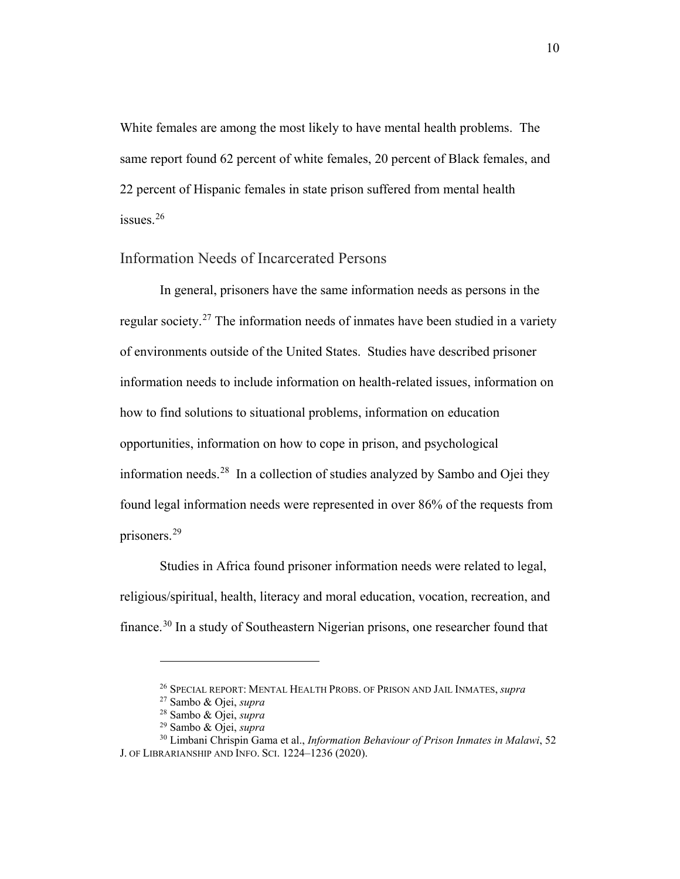White females are among the most likely to have mental health problems. The same report found 62 percent of white females, 20 percent of Black females, and 22 percent of Hispanic females in state prison suffered from mental health issues.[26]

## Information Needs of Incarcerated Persons

In general, prisoners have the same information needs as persons in the regular society.[27] The information needs of inmates have been studied in a variety of environments outside of the United States. Studies have described prisoner information needs to include information on health-related issues, information on how to find solutions to situational problems, information on education opportunities, information on how to cope in prison, and psychological information needs.[28] In a collection of studies analyzed by Sambo and Ojei they found legal information needs were represented in over 86% of the requests from prisoners.[29]

Studies in Africa found prisoner information needs were related to legal, religious/spiritual, health, literacy and moral education, vocation, recreation, and finance.[30] In a study of Southeastern Nigerian prisons, one researcher found that

---

[26] SPECIAL REPORT: MENTAL HEALTH PROBS. OF PRISON AND JAIL INMATES, *supra*

[27] Sambo & Ojei, *supra*

[28] Sambo & Ojei, *supra*

[29] Sambo & Ojei, *supra*

[30] Limbani Chrispin Gama et al., *Information Behaviour of Prison Inmates in Malawi*, 52 J. OF LIBRARIANSHIP AND INFO. SCI. 1224–1236 (2020).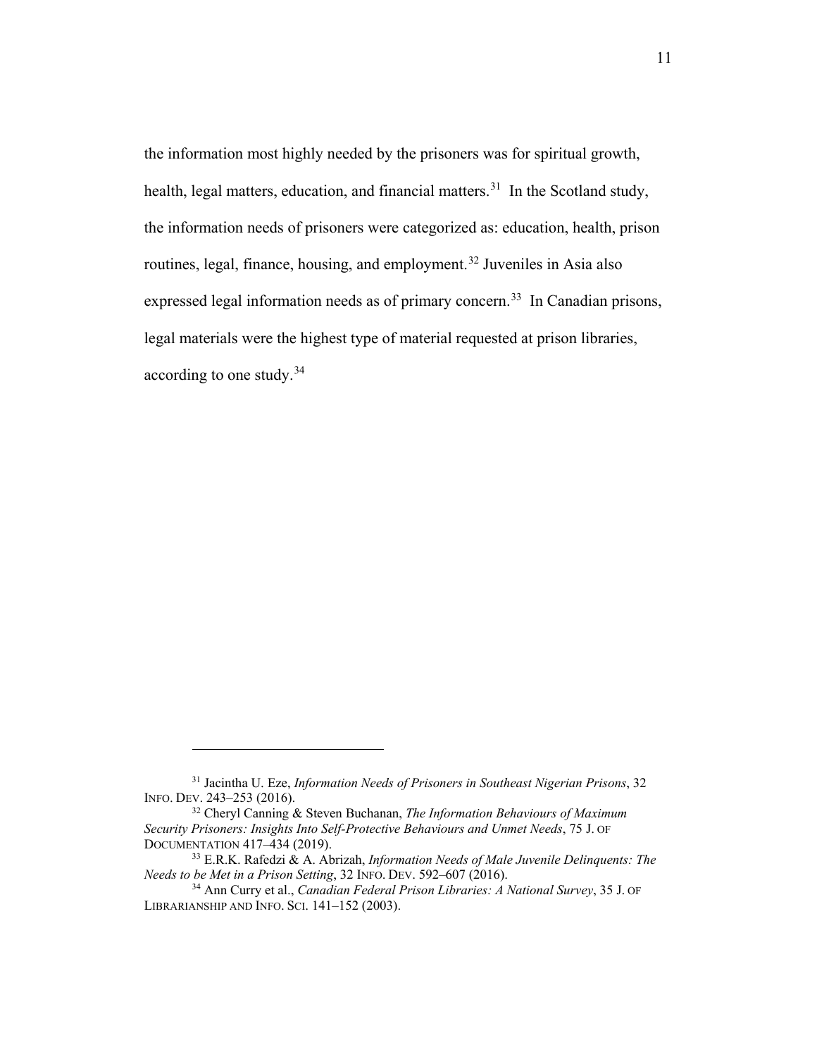the information most highly needed by the prisoners was for spiritual growth, health, legal matters, education, and financial matters.[31] In the Scotland study, the information needs of prisoners were categorized as: education, health, prison routines, legal, finance, housing, and employment.[32] Juveniles in Asia also expressed legal information needs as of primary concern.[33] In Canadian prisons, legal materials were the highest type of material requested at prison libraries, according to one study.[34]

---

[31] Jacintha U. Eze, *Information Needs of Prisoners in Southeast Nigerian Prisons*, 32 INFO. DEV. 243–253 (2016).

[32] Cheryl Canning & Steven Buchanan, *The Information Behaviours of Maximum Security Prisoners: Insights Into Self-Protective Behaviours and Unmet Needs*, 75 J. OF DOCUMENTATION 417–434 (2019).

[33] E.R.K. Rafedzi & A. Abrizah, *Information Needs of Male Juvenile Delinquents: The Needs to be Met in a Prison Setting*, 32 INFO. DEV. 592–607 (2016).

[34] Ann Curry et al., *Canadian Federal Prison Libraries: A National Survey*, 35 J. OF LIBRARIANSHIP AND INFO. SCI. 141–152 (2003).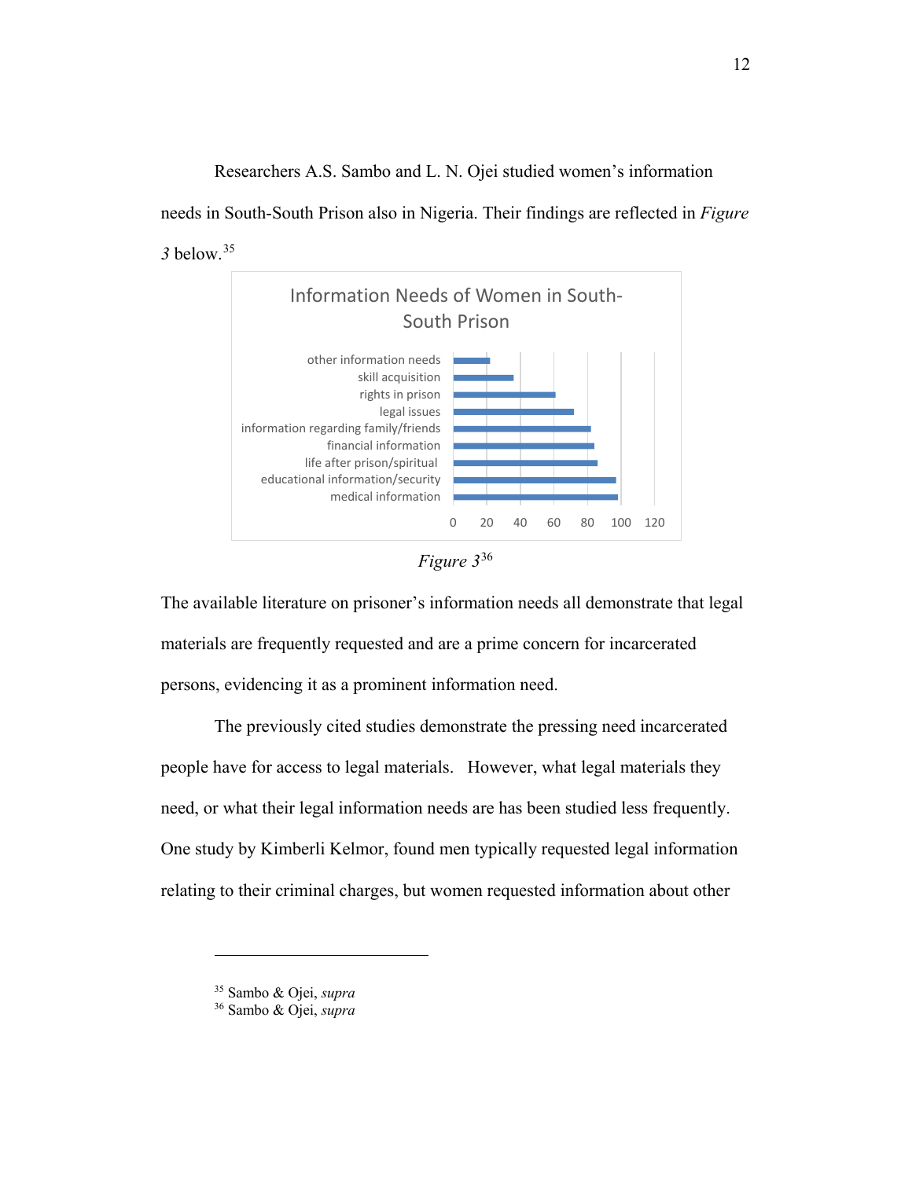Researchers A.S. Sambo and L. N. Ojei studied women's information needs in South-South Prison also in Nigeria. Their findings are reflected in *Figure 3* below.[35]

Information Needs of Women in South-South Prison

other information needs
skill acquisition
rights in prison
legal issues
information regarding family/friends
financial information
life after prison/spiritual
educational information/security
medical information

0 20 40 60 80 100 120

*Figure 3*[36]

The available literature on prisoner's information needs all demonstrate that legal materials are frequently requested and are a prime concern for incarcerated persons, evidencing it as a prominent information need.

The previously cited studies demonstrate the pressing need incarcerated people have for access to legal materials. However, what legal materials they need, or what their legal information needs are has been studied less frequently. One study by Kimberli Kelmor, found men typically requested legal information relating to their criminal charges, but women requested information about other

---

[35] Sambo & Ojei, *supra*
[36] Sambo & Ojei, *supra*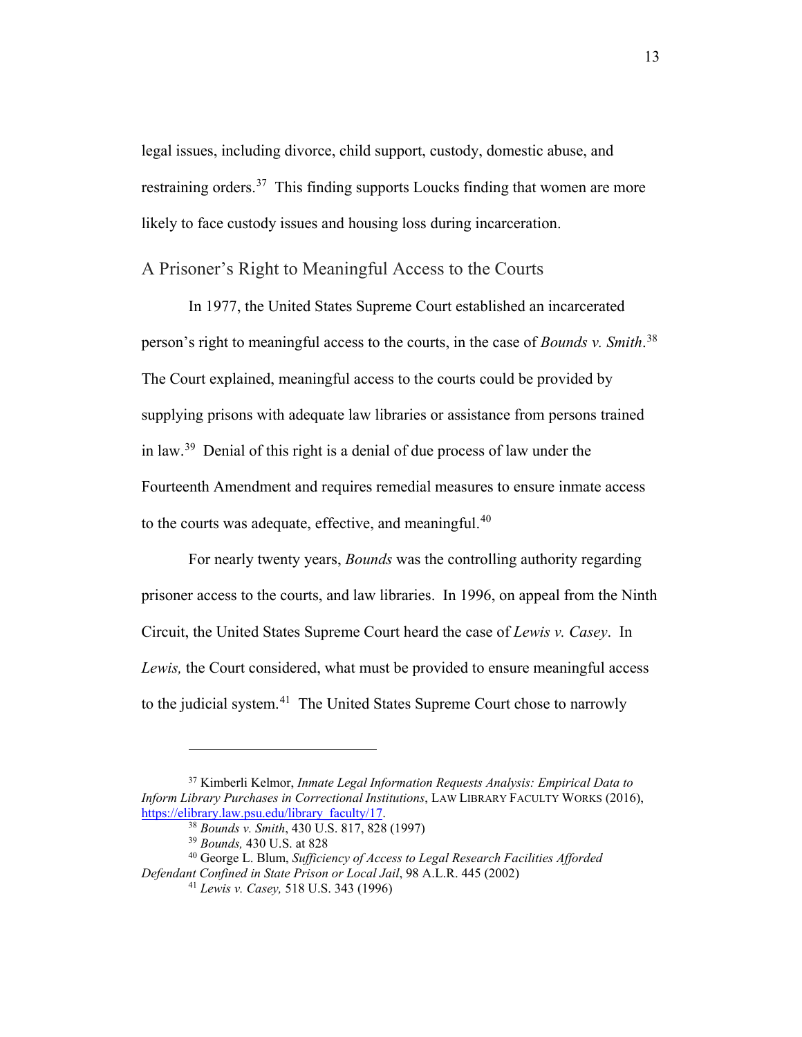legal issues, including divorce, child support, custody, domestic abuse, and restraining orders.[37] This finding supports Loucks finding that women are more likely to face custody issues and housing loss during incarceration.

## A Prisoner's Right to Meaningful Access to the Courts

In 1977, the United States Supreme Court established an incarcerated person's right to meaningful access to the courts, in the case of *Bounds v. Smith*.[38] The Court explained, meaningful access to the courts could be provided by supplying prisons with adequate law libraries or assistance from persons trained in law.[39] Denial of this right is a denial of due process of law under the Fourteenth Amendment and requires remedial measures to ensure inmate access to the courts was adequate, effective, and meaningful.[40]

For nearly twenty years, *Bounds* was the controlling authority regarding prisoner access to the courts, and law libraries. In 1996, on appeal from the Ninth Circuit, the United States Supreme Court heard the case of *Lewis v. Casey*. In *Lewis,* the Court considered, what must be provided to ensure meaningful access to the judicial system.[41] The United States Supreme Court chose to narrowly

---

[37] Kimberli Kelmor, *Inmate Legal Information Requests Analysis: Empirical Data to Inform Library Purchases in Correctional Institutions*, LAW LIBRARY FACULTY WORKS (2016), https://elibrary.law.psu.edu/library_faculty/17.

[38] *Bounds v. Smith*, 430 U.S. 817, 828 (1997)

[39] *Bounds,* 430 U.S. at 828

[40] George L. Blum, *Sufficiency of Access to Legal Research Facilities Afforded Defendant Confined in State Prison or Local Jail*, 98 A.L.R. 445 (2002)

[41] *Lewis v. Casey,* 518 U.S. 343 (1996)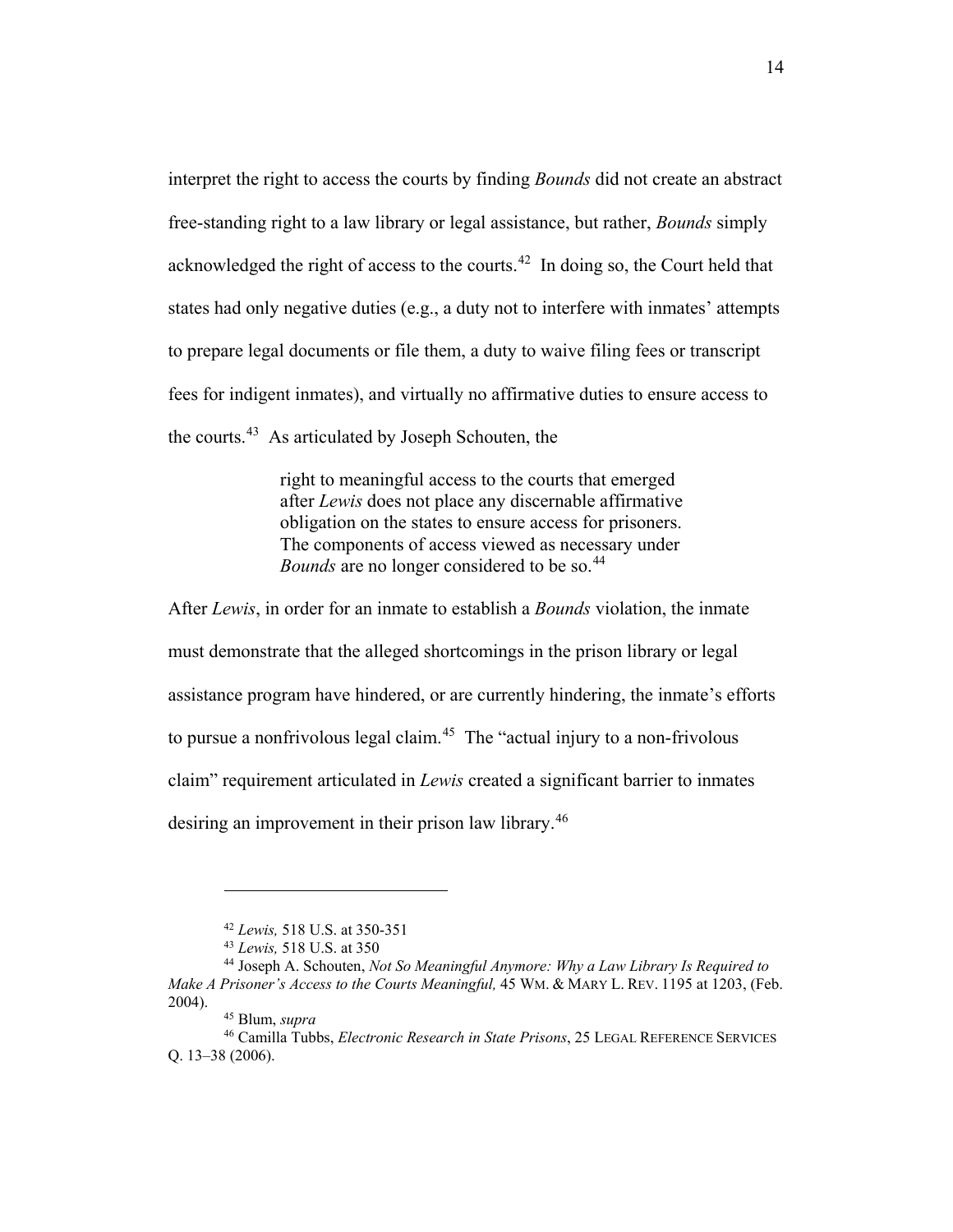interpret the right to access the courts by finding *Bounds* did not create an abstract free-standing right to a law library or legal assistance, but rather, *Bounds* simply acknowledged the right of access to the courts.[42] In doing so, the Court held that states had only negative duties (e.g., a duty not to interfere with inmates' attempts to prepare legal documents or file them, a duty to waive filing fees or transcript fees for indigent inmates), and virtually no affirmative duties to ensure access to the courts.[43] As articulated by Joseph Schouten, the

> right to meaningful access to the courts that emerged after *Lewis* does not place any discernable affirmative obligation on the states to ensure access for prisoners. The components of access viewed as necessary under *Bounds* are no longer considered to be so.[44]

After *Lewis*, in order for an inmate to establish a *Bounds* violation, the inmate must demonstrate that the alleged shortcomings in the prison library or legal assistance program have hindered, or are currently hindering, the inmate's efforts to pursue a nonfrivolous legal claim.[45] The "actual injury to a non-frivolous claim" requirement articulated in *Lewis* created a significant barrier to inmates desiring an improvement in their prison law library.[46]

---

[42] *Lewis,* 518 U.S. at 350-351

[43] *Lewis,* 518 U.S. at 350

[44] Joseph A. Schouten, *Not So Meaningful Anymore: Why a Law Library Is Required to Make A Prisoner's Access to the Courts Meaningful,* 45 WM. & MARY L. REV. 1195 at 1203, (Feb. 2004).

[45] Blum, *supra*

[46] Camilla Tubbs, *Electronic Research in State Prisons*, 25 LEGAL REFERENCE SERVICES Q. 13–38 (2006).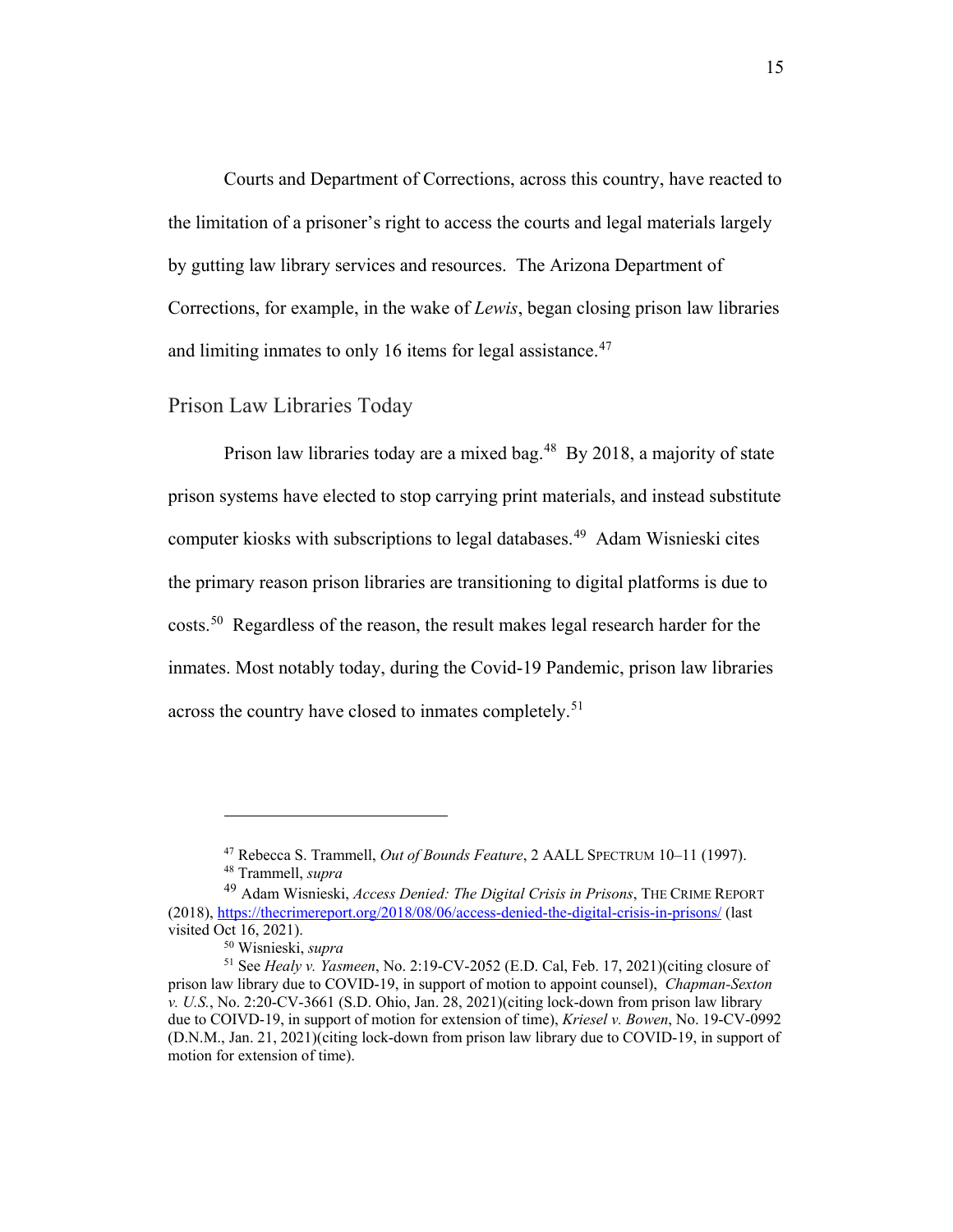Courts and Department of Corrections, across this country, have reacted to the limitation of a prisoner's right to access the courts and legal materials largely by gutting law library services and resources. The Arizona Department of Corrections, for example, in the wake of *Lewis*, began closing prison law libraries and limiting inmates to only 16 items for legal assistance.[47]

## Prison Law Libraries Today

Prison law libraries today are a mixed bag.[48] By 2018, a majority of state prison systems have elected to stop carrying print materials, and instead substitute computer kiosks with subscriptions to legal databases.[49] Adam Wisnieski cites the primary reason prison libraries are transitioning to digital platforms is due to costs.[50] Regardless of the reason, the result makes legal research harder for the inmates. Most notably today, during the Covid-19 Pandemic, prison law libraries across the country have closed to inmates completely.[51]

---

[47] Rebecca S. Trammell, *Out of Bounds Feature*, 2 AALL SPECTRUM 10–11 (1997).

[48] Trammell, *supra*

[49] Adam Wisnieski, *Access Denied: The Digital Crisis in Prisons*, THE CRIME REPORT (2018), https://thecrimereport.org/2018/08/06/access-denied-the-digital-crisis-in-prisons/ (last visited Oct 16, 2021).

[50] Wisnieski, *supra*

[51] See *Healy v. Yasmeen*, No. 2:19-CV-2052 (E.D. Cal, Feb. 17, 2021)(citing closure of prison law library due to COVID-19, in support of motion to appoint counsel), *Chapman-Sexton v. U.S.*, No. 2:20-CV-3661 (S.D. Ohio, Jan. 28, 2021)(citing lock-down from prison law library due to COIVD-19, in support of motion for extension of time), *Kriesel v. Bowen*, No. 19-CV-0992 (D.N.M., Jan. 21, 2021)(citing lock-down from prison law library due to COVID-19, in support of motion for extension of time).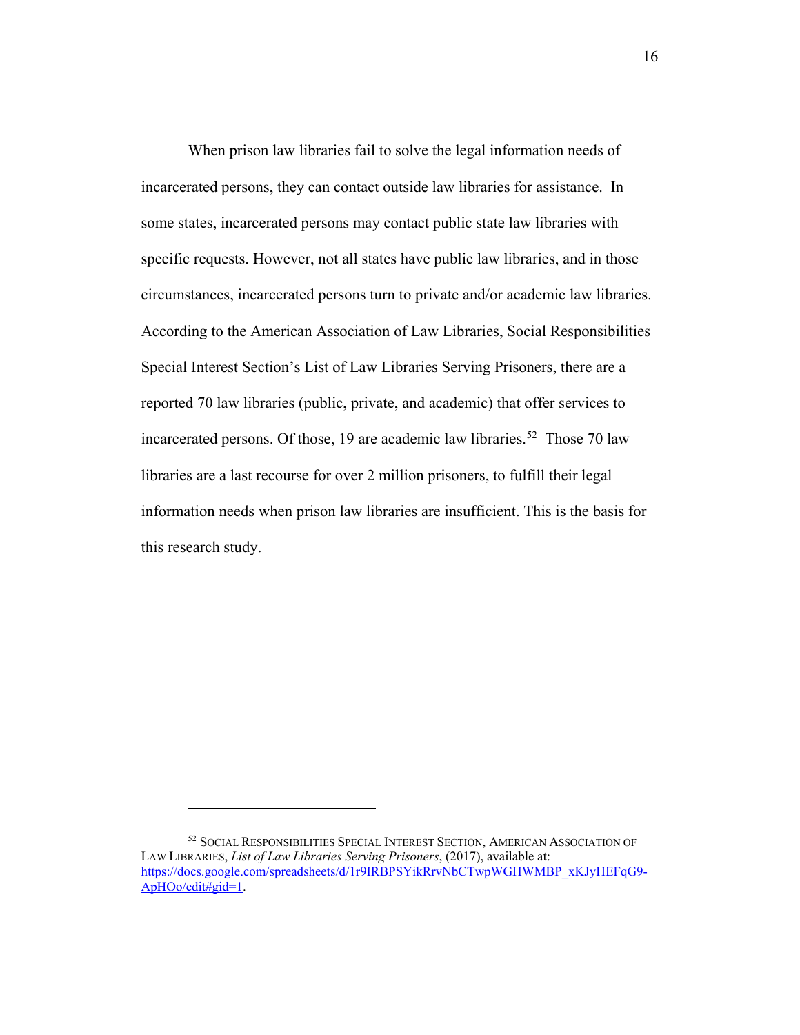When prison law libraries fail to solve the legal information needs of incarcerated persons, they can contact outside law libraries for assistance. In some states, incarcerated persons may contact public state law libraries with specific requests. However, not all states have public law libraries, and in those circumstances, incarcerated persons turn to private and/or academic law libraries. According to the American Association of Law Libraries, Social Responsibilities Special Interest Section's List of Law Libraries Serving Prisoners, there are a reported 70 law libraries (public, private, and academic) that offer services to incarcerated persons. Of those, 19 are academic law libraries.[52] Those 70 law libraries are a last recourse for over 2 million prisoners, to fulfill their legal information needs when prison law libraries are insufficient. This is the basis for this research study.

---

[52] SOCIAL RESPONSIBILITIES SPECIAL INTEREST SECTION, AMERICAN ASSOCIATION OF LAW LIBRARIES, *List of Law Libraries Serving Prisoners*, (2017), available at: https://docs.google.com/spreadsheets/d/1r9IRBPSYikRrvNbCTwpWGHWMBP_xKJyHEFqG9-ApHOo/edit#gid=1.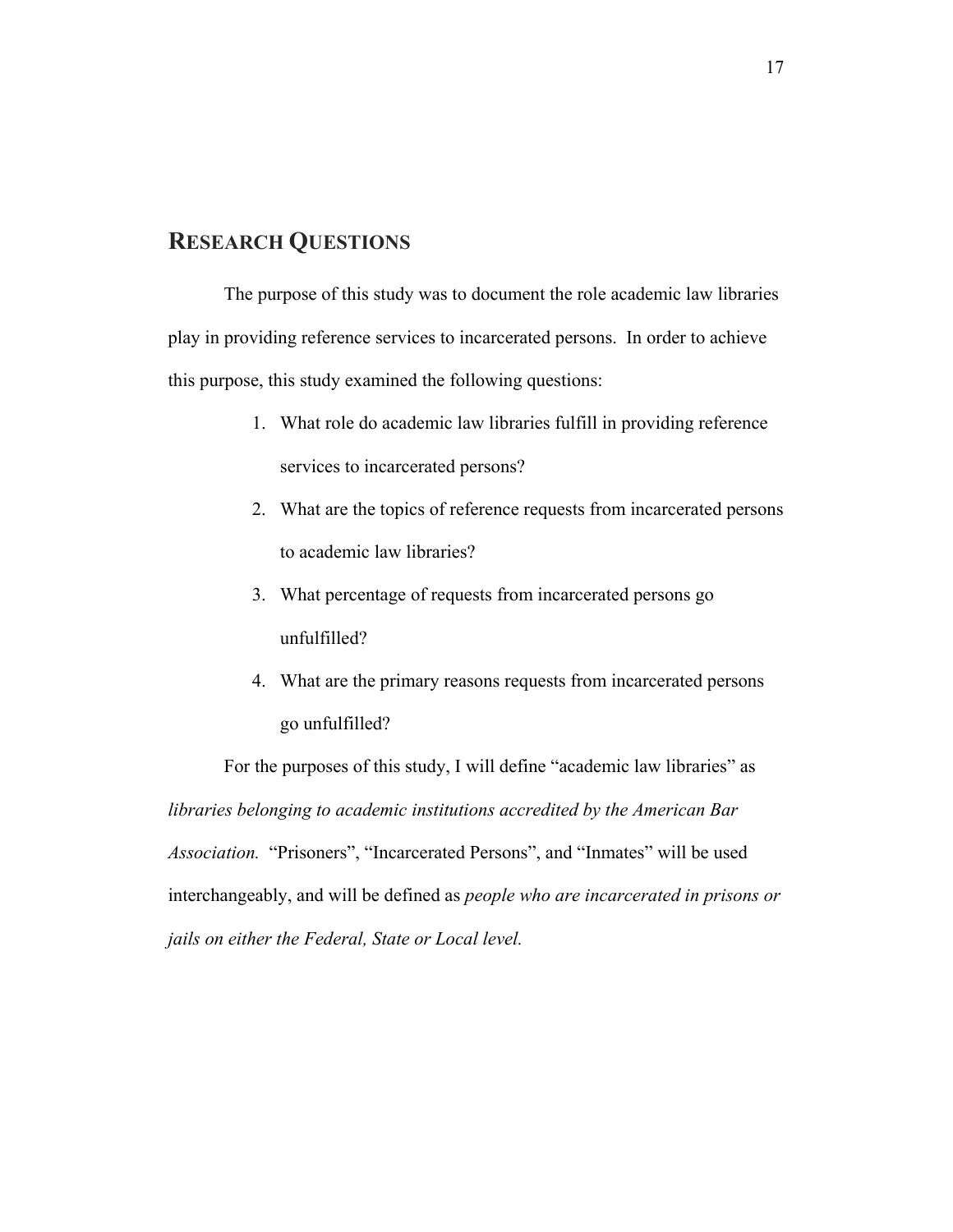## Research Questions

The purpose of this study was to document the role academic law libraries play in providing reference services to incarcerated persons. In order to achieve this purpose, this study examined the following questions:

1. What role do academic law libraries fulfill in providing reference services to incarcerated persons?
2. What are the topics of reference requests from incarcerated persons to academic law libraries?
3. What percentage of requests from incarcerated persons go unfulfilled?
4. What are the primary reasons requests from incarcerated persons go unfulfilled?

For the purposes of this study, I will define "academic law libraries" as *libraries belonging to academic institutions accredited by the American Bar Association.* "Prisoners", "Incarcerated Persons", and "Inmates" will be used interchangeably, and will be defined as *people who are incarcerated in prisons or jails on either the Federal, State or Local level.*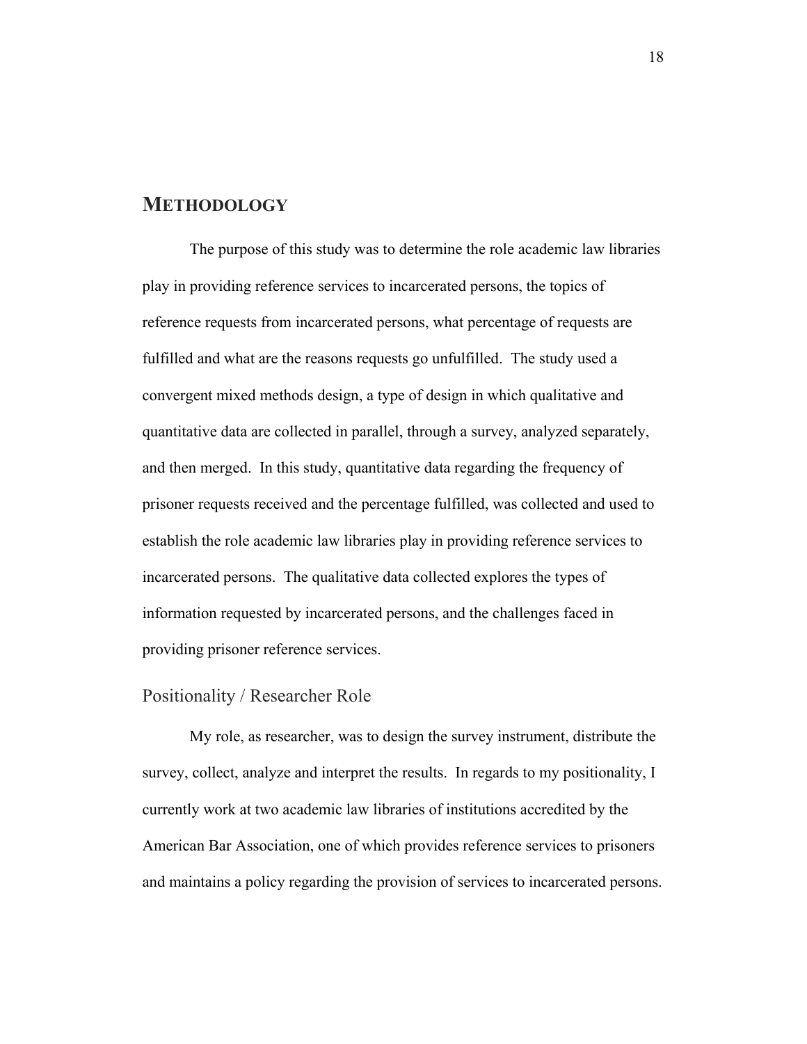## METHODOLOGY

The purpose of this study was to determine the role academic law libraries play in providing reference services to incarcerated persons, the topics of reference requests from incarcerated persons, what percentage of requests are fulfilled and what are the reasons requests go unfulfilled. The study used a convergent mixed methods design, a type of design in which qualitative and quantitative data are collected in parallel, through a survey, analyzed separately, and then merged. In this study, quantitative data regarding the frequency of prisoner requests received and the percentage fulfilled, was collected and used to establish the role academic law libraries play in providing reference services to incarcerated persons. The qualitative data collected explores the types of information requested by incarcerated persons, and the challenges faced in providing prisoner reference services.

### Positionality / Researcher Role

My role, as researcher, was to design the survey instrument, distribute the survey, collect, analyze and interpret the results. In regards to my positionality, I currently work at two academic law libraries of institutions accredited by the American Bar Association, one of which provides reference services to prisoners and maintains a policy regarding the provision of services to incarcerated persons.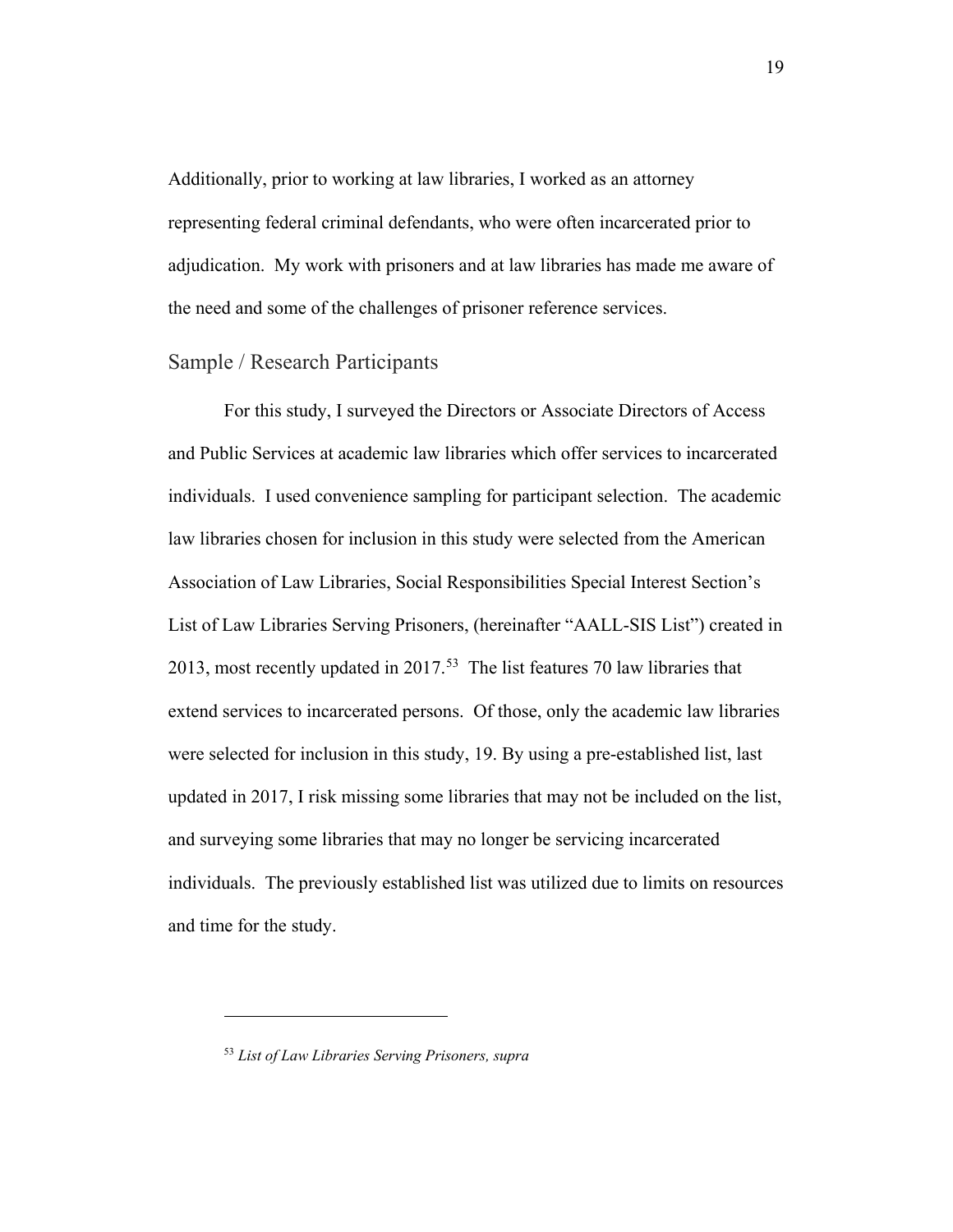Additionally, prior to working at law libraries, I worked as an attorney representing federal criminal defendants, who were often incarcerated prior to adjudication. My work with prisoners and at law libraries has made me aware of the need and some of the challenges of prisoner reference services.

## Sample / Research Participants

For this study, I surveyed the Directors or Associate Directors of Access and Public Services at academic law libraries which offer services to incarcerated individuals. I used convenience sampling for participant selection. The academic law libraries chosen for inclusion in this study were selected from the American Association of Law Libraries, Social Responsibilities Special Interest Section's List of Law Libraries Serving Prisoners, (hereinafter "AALL-SIS List") created in 2013, most recently updated in 2017.[53] The list features 70 law libraries that extend services to incarcerated persons. Of those, only the academic law libraries were selected for inclusion in this study, 19. By using a pre-established list, last updated in 2017, I risk missing some libraries that may not be included on the list, and surveying some libraries that may no longer be servicing incarcerated individuals. The previously established list was utilized due to limits on resources and time for the study.

---

[53] *List of Law Libraries Serving Prisoners, supra*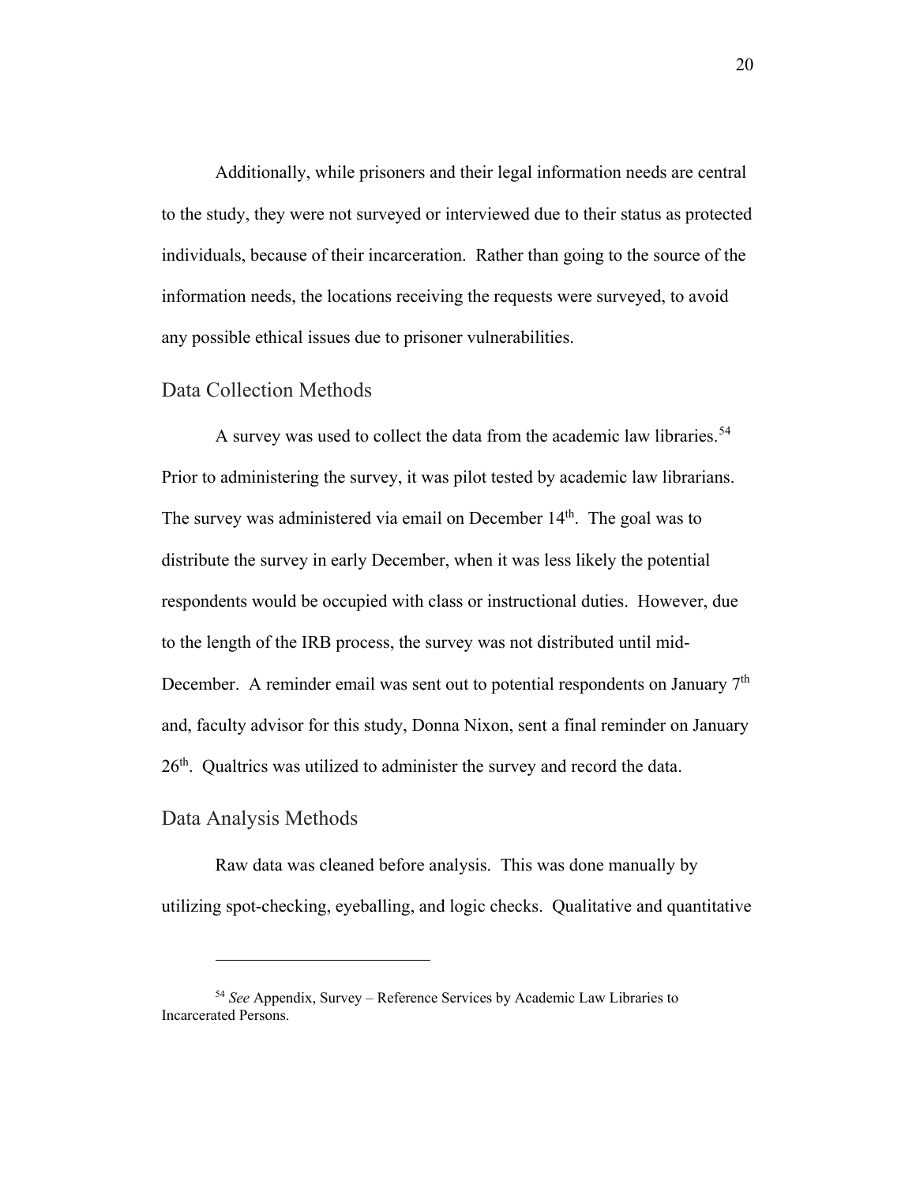Additionally, while prisoners and their legal information needs are central to the study, they were not surveyed or interviewed due to their status as protected individuals, because of their incarceration. Rather than going to the source of the information needs, the locations receiving the requests were surveyed, to avoid any possible ethical issues due to prisoner vulnerabilities.

## Data Collection Methods

A survey was used to collect the data from the academic law libraries.[54] Prior to administering the survey, it was pilot tested by academic law librarians. The survey was administered via email on December 14th. The goal was to distribute the survey in early December, when it was less likely the potential respondents would be occupied with class or instructional duties. However, due to the length of the IRB process, the survey was not distributed until mid-December. A reminder email was sent out to potential respondents on January 7th and, faculty advisor for this study, Donna Nixon, sent a final reminder on January 26th. Qualtrics was utilized to administer the survey and record the data.

## Data Analysis Methods

Raw data was cleaned before analysis. This was done manually by utilizing spot-checking, eyeballing, and logic checks. Qualitative and quantitative

---

[54] *See* Appendix, Survey – Reference Services by Academic Law Libraries to Incarcerated Persons.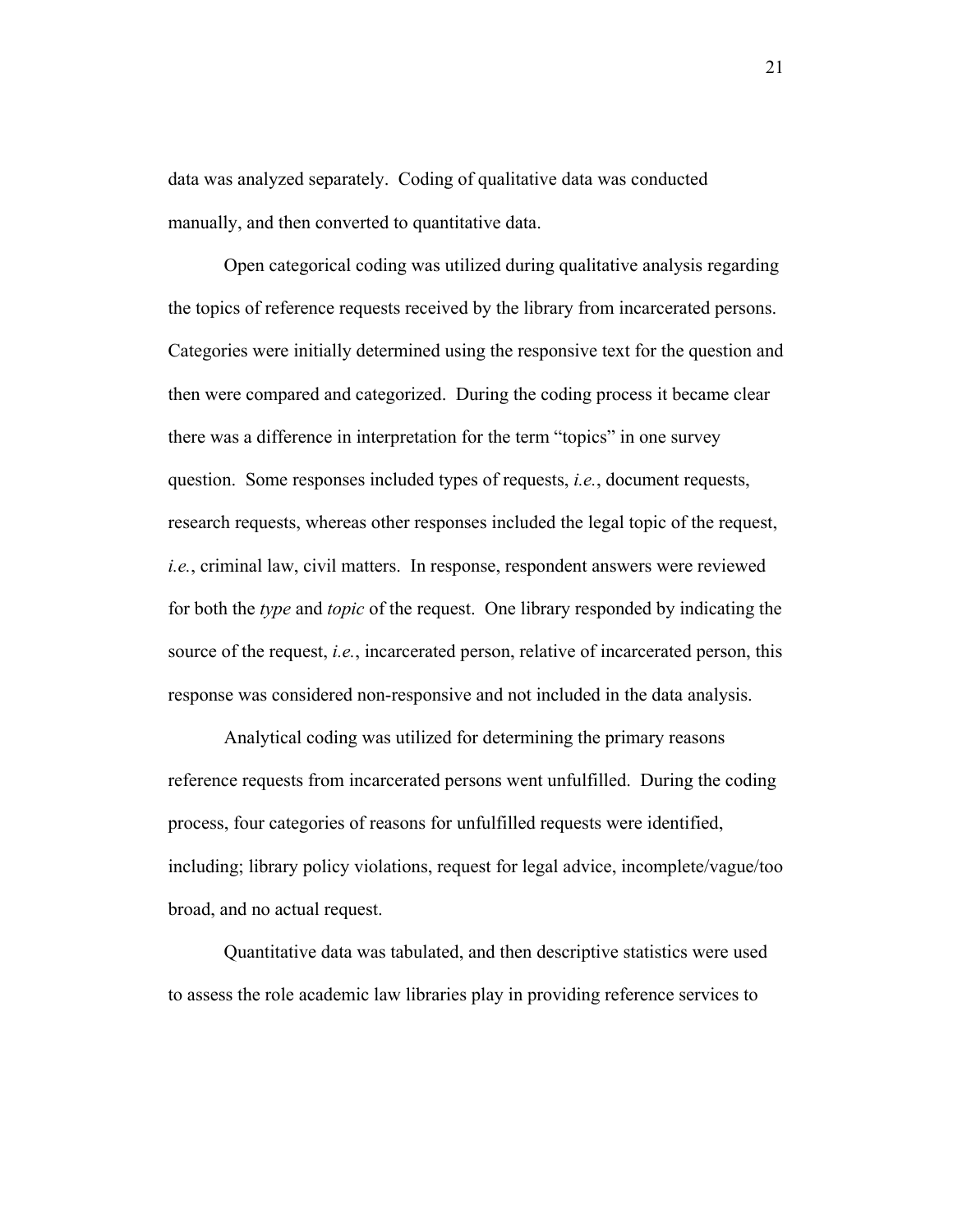data was analyzed separately. Coding of qualitative data was conducted manually, and then converted to quantitative data.

Open categorical coding was utilized during qualitative analysis regarding the topics of reference requests received by the library from incarcerated persons. Categories were initially determined using the responsive text for the question and then were compared and categorized. During the coding process it became clear there was a difference in interpretation for the term "topics" in one survey question. Some responses included types of requests, *i.e.*, document requests, research requests, whereas other responses included the legal topic of the request, *i.e.*, criminal law, civil matters. In response, respondent answers were reviewed for both the *type* and *topic* of the request. One library responded by indicating the source of the request, *i.e.*, incarcerated person, relative of incarcerated person, this response was considered non-responsive and not included in the data analysis.

Analytical coding was utilized for determining the primary reasons reference requests from incarcerated persons went unfulfilled. During the coding process, four categories of reasons for unfulfilled requests were identified, including; library policy violations, request for legal advice, incomplete/vague/too broad, and no actual request.

Quantitative data was tabulated, and then descriptive statistics were used to assess the role academic law libraries play in providing reference services to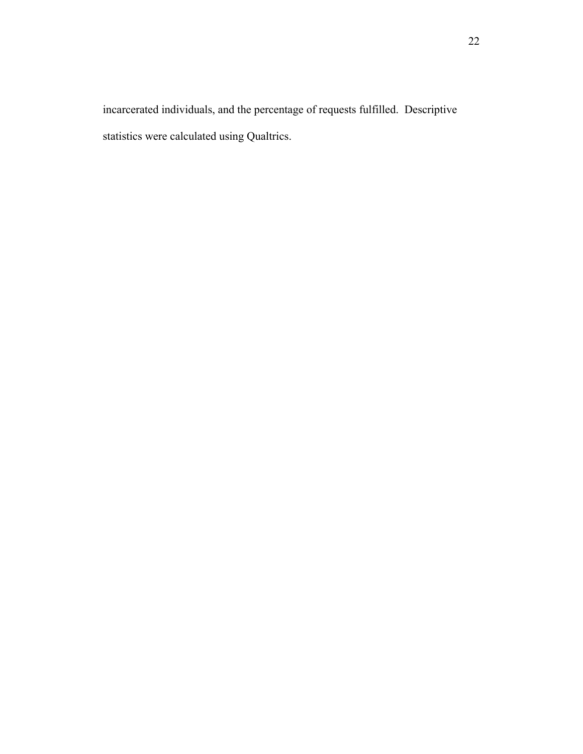incarcerated individuals, and the percentage of requests fulfilled. Descriptive statistics were calculated using Qualtrics.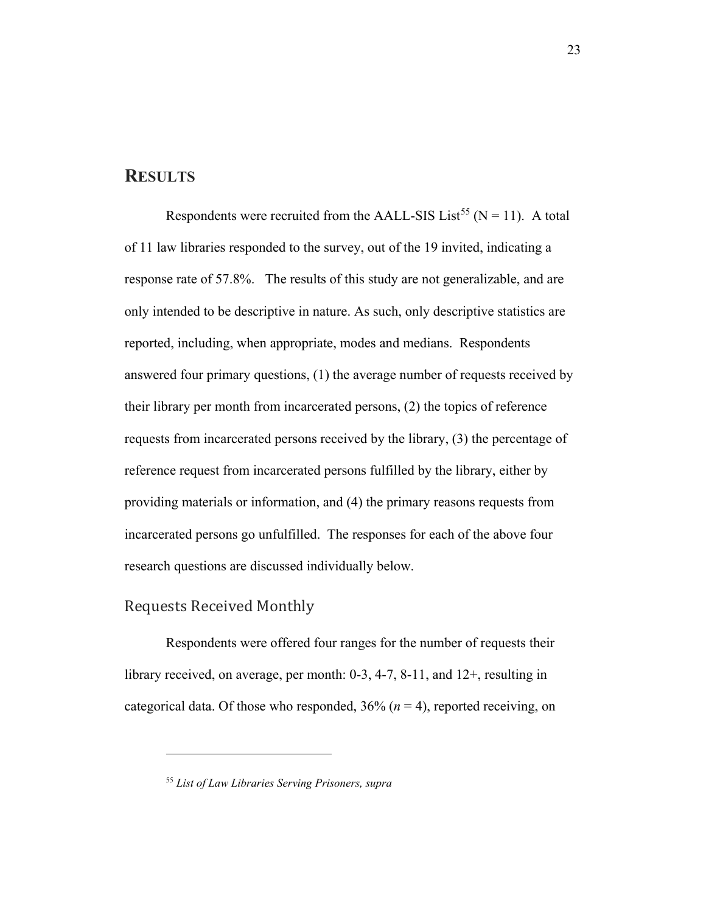## RESULTS

Respondents were recruited from the AALL-SIS List[55] (N = 11). A total of 11 law libraries responded to the survey, out of the 19 invited, indicating a response rate of 57.8%. The results of this study are not generalizable, and are only intended to be descriptive in nature. As such, only descriptive statistics are reported, including, when appropriate, modes and medians. Respondents answered four primary questions, (1) the average number of requests received by their library per month from incarcerated persons, (2) the topics of reference requests from incarcerated persons received by the library, (3) the percentage of reference request from incarcerated persons fulfilled by the library, either by providing materials or information, and (4) the primary reasons requests from incarcerated persons go unfulfilled. The responses for each of the above four research questions are discussed individually below.

### Requests Received Monthly

Respondents were offered four ranges for the number of requests their library received, on average, per month: 0-3, 4-7, 8-11, and 12+, resulting in categorical data. Of those who responded, 36% ($n$ = 4), reported receiving, on

[55] *List of Law Libraries Serving Prisoners, supra*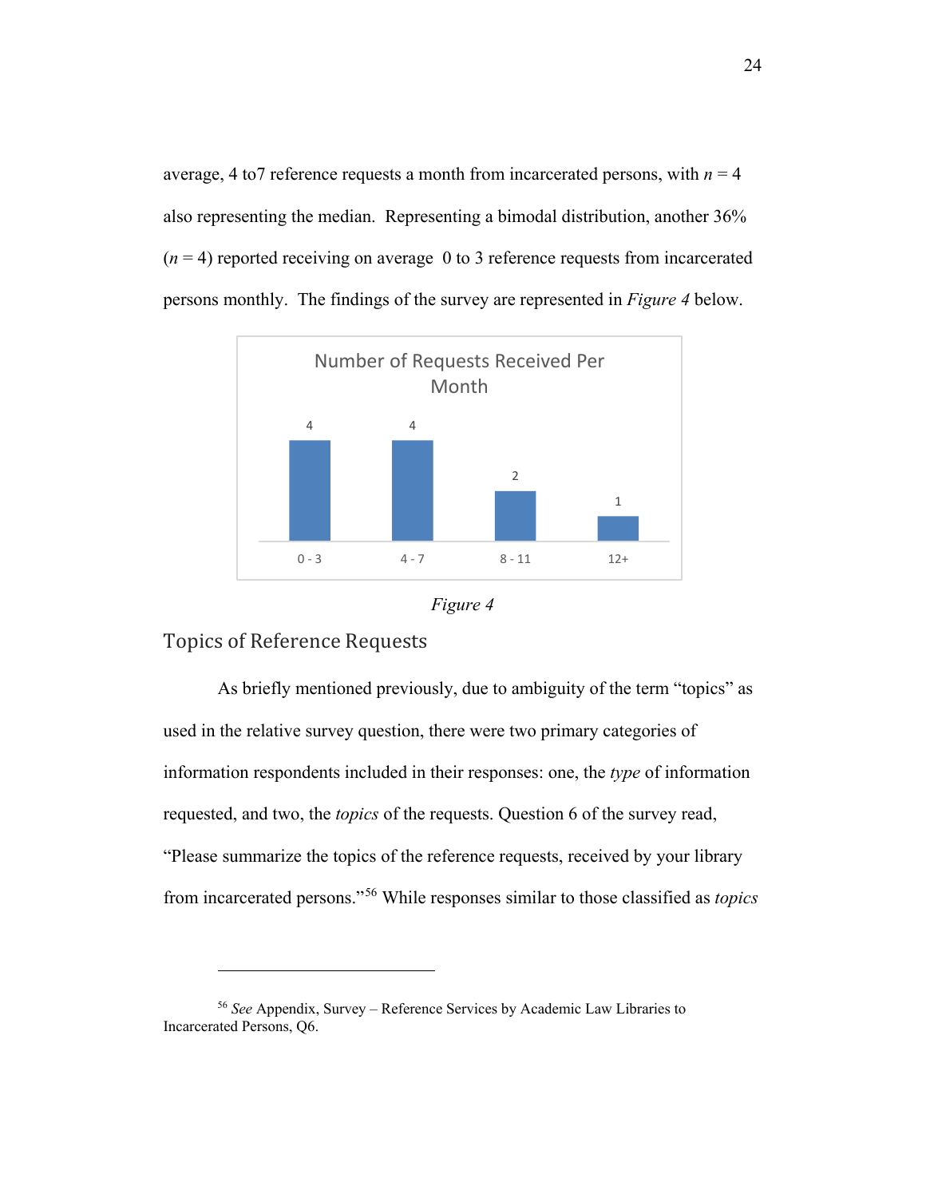average, 4 to7 reference requests a month from incarcerated persons, with *n* = 4 also representing the median. Representing a bimodal distribution, another 36% (*n* = 4) reported receiving on average 0 to 3 reference requests from incarcerated persons monthly. The findings of the survey are represented in *Figure 4* below.

| Number of Requests Received Per Month | |
|---|---|
| 0 - 3 | 4 |
| 4 - 7 | 4 |
| 8 - 11 | 2 |
| 12+ | 1 |

*Figure 4*

## Topics of Reference Requests

As briefly mentioned previously, due to ambiguity of the term "topics" as used in the relative survey question, there were two primary categories of information respondents included in their responses: one, the *type* of information requested, and two, the *topics* of the requests. Question 6 of the survey read, "Please summarize the topics of the reference requests, received by your library from incarcerated persons."[56] While responses similar to those classified as *topics*

---

[56] *See* Appendix, Survey – Reference Services by Academic Law Libraries to Incarcerated Persons, Q6.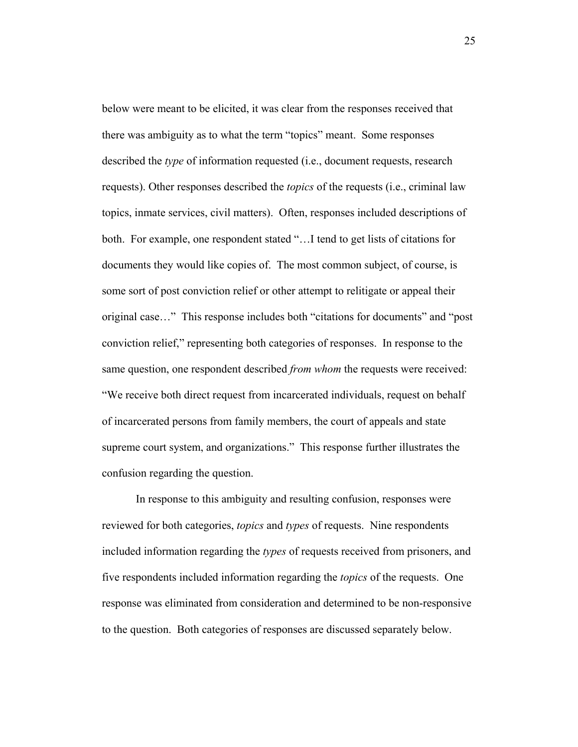below were meant to be elicited, it was clear from the responses received that there was ambiguity as to what the term "topics" meant. Some responses described the *type* of information requested (i.e., document requests, research requests). Other responses described the *topics* of the requests (i.e., criminal law topics, inmate services, civil matters). Often, responses included descriptions of both. For example, one respondent stated "…I tend to get lists of citations for documents they would like copies of. The most common subject, of course, is some sort of post conviction relief or other attempt to relitigate or appeal their original case…" This response includes both "citations for documents" and "post conviction relief," representing both categories of responses. In response to the same question, one respondent described *from whom* the requests were received: "We receive both direct request from incarcerated individuals, request on behalf of incarcerated persons from family members, the court of appeals and state supreme court system, and organizations." This response further illustrates the confusion regarding the question.

In response to this ambiguity and resulting confusion, responses were reviewed for both categories, *topics* and *types* of requests. Nine respondents included information regarding the *types* of requests received from prisoners, and five respondents included information regarding the *topics* of the requests. One response was eliminated from consideration and determined to be non-responsive to the question. Both categories of responses are discussed separately below.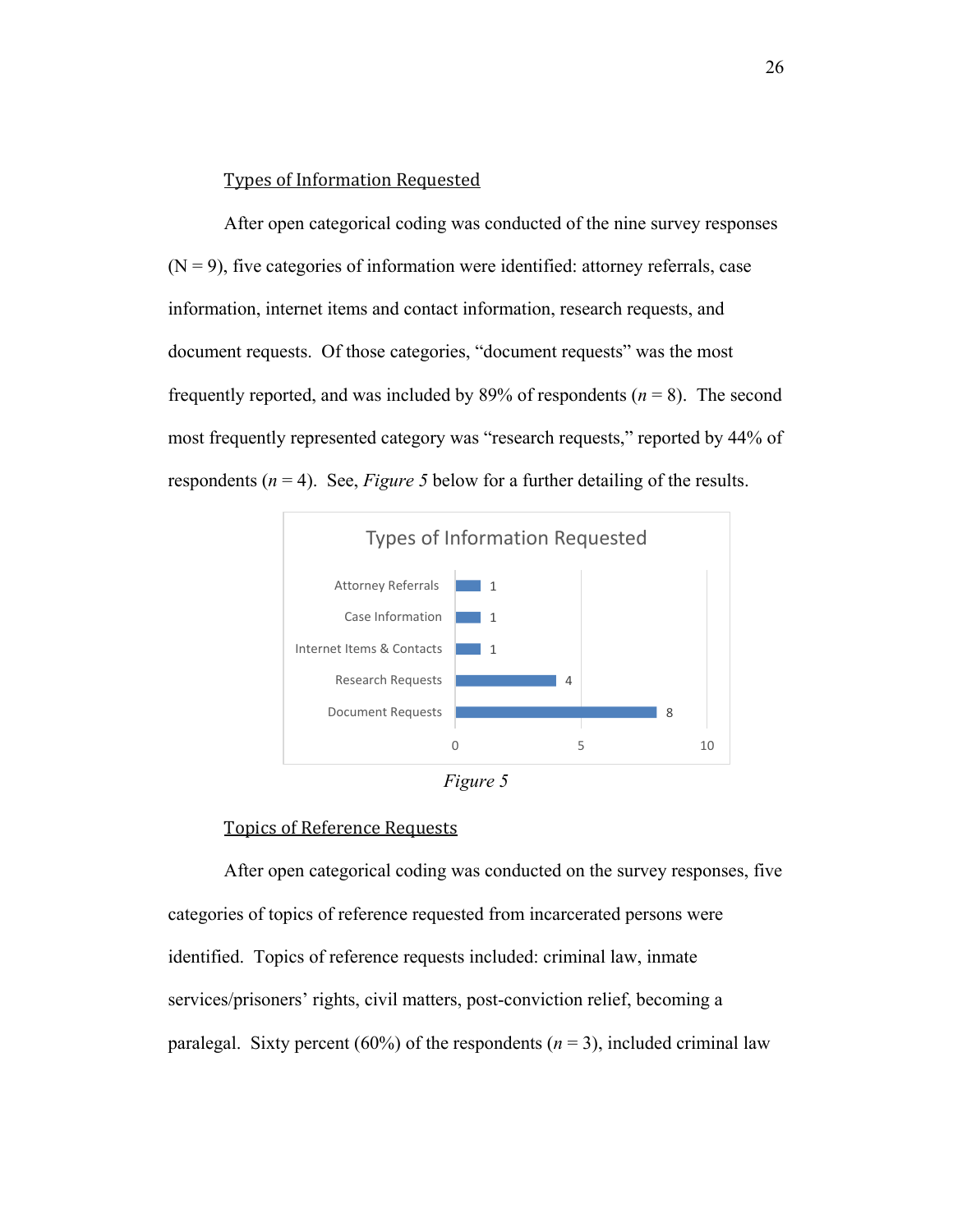### Types of Information Requested

After open categorical coding was conducted of the nine survey responses (N = 9), five categories of information were identified: attorney referrals, case information, internet items and contact information, research requests, and document requests. Of those categories, "document requests" was the most frequently reported, and was included by 89% of respondents (*n* = 8). The second most frequently represented category was "research requests," reported by 44% of respondents (*n* = 4). See, *Figure 5* below for a further detailing of the results.

*Figure 5*

### Topics of Reference Requests

After open categorical coding was conducted on the survey responses, five categories of topics of reference requested from incarcerated persons were identified. Topics of reference requests included: criminal law, inmate services/prisoners' rights, civil matters, post-conviction relief, becoming a paralegal. Sixty percent (60%) of the respondents (*n* = 3), included criminal law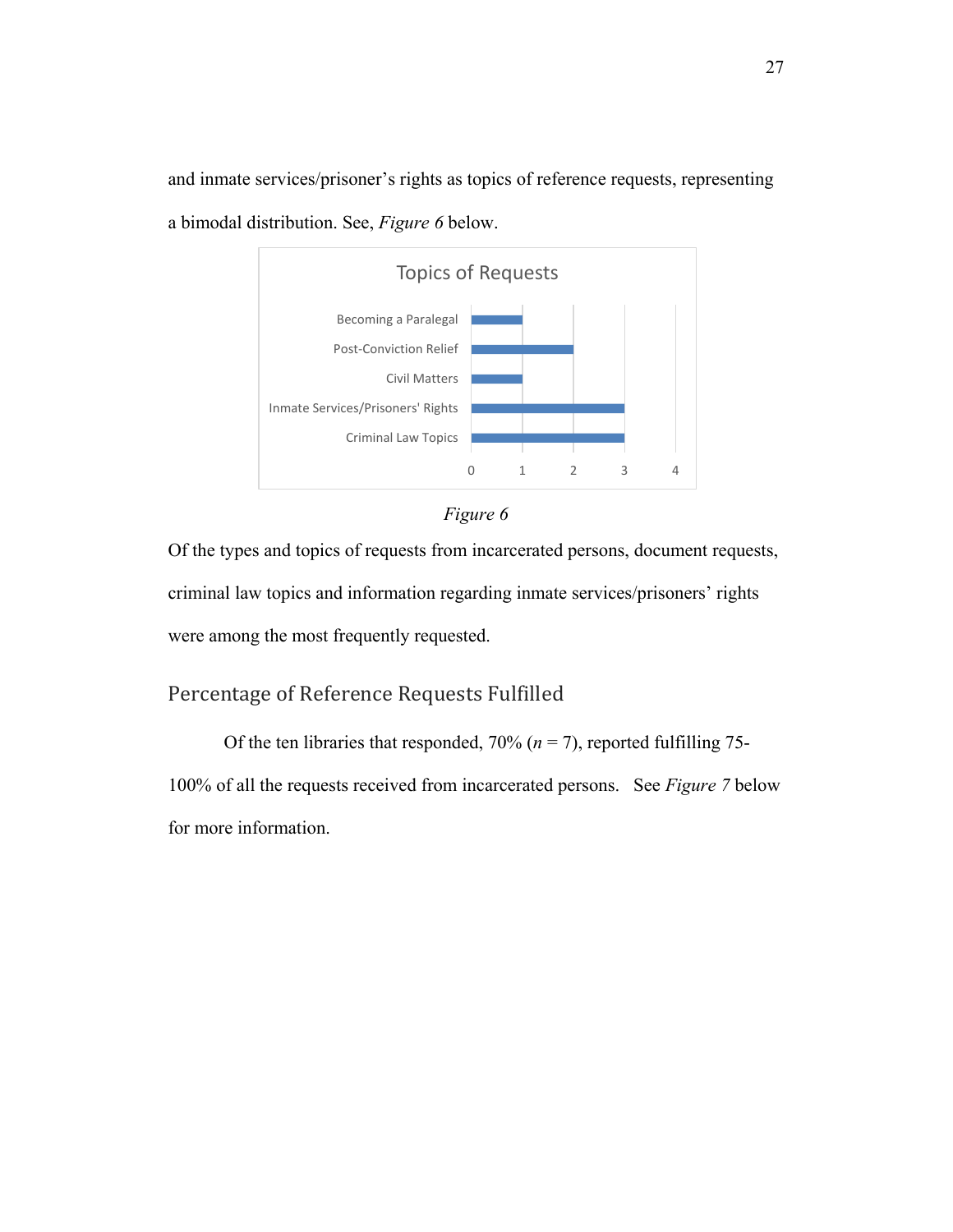and inmate services/prisoner's rights as topics of reference requests, representing a bimodal distribution. See, *Figure 6* below.

**Topics of Requests**

| Topic | Count |
|---|---|
| Becoming a Paralegal | 1 |
| Post-Conviction Relief | 2 |
| Civil Matters | 1 |
| Inmate Services/Prisoners' Rights | 3 |
| Criminal Law Topics | 3 |

*Figure 6*

Of the types and topics of requests from incarcerated persons, document requests, criminal law topics and information regarding inmate services/prisoners' rights were among the most frequently requested.

## Percentage of Reference Requests Fulfilled

Of the ten libraries that responded, 70% ($n = 7$), reported fulfilling 75-100% of all the requests received from incarcerated persons. See *Figure 7* below for more information.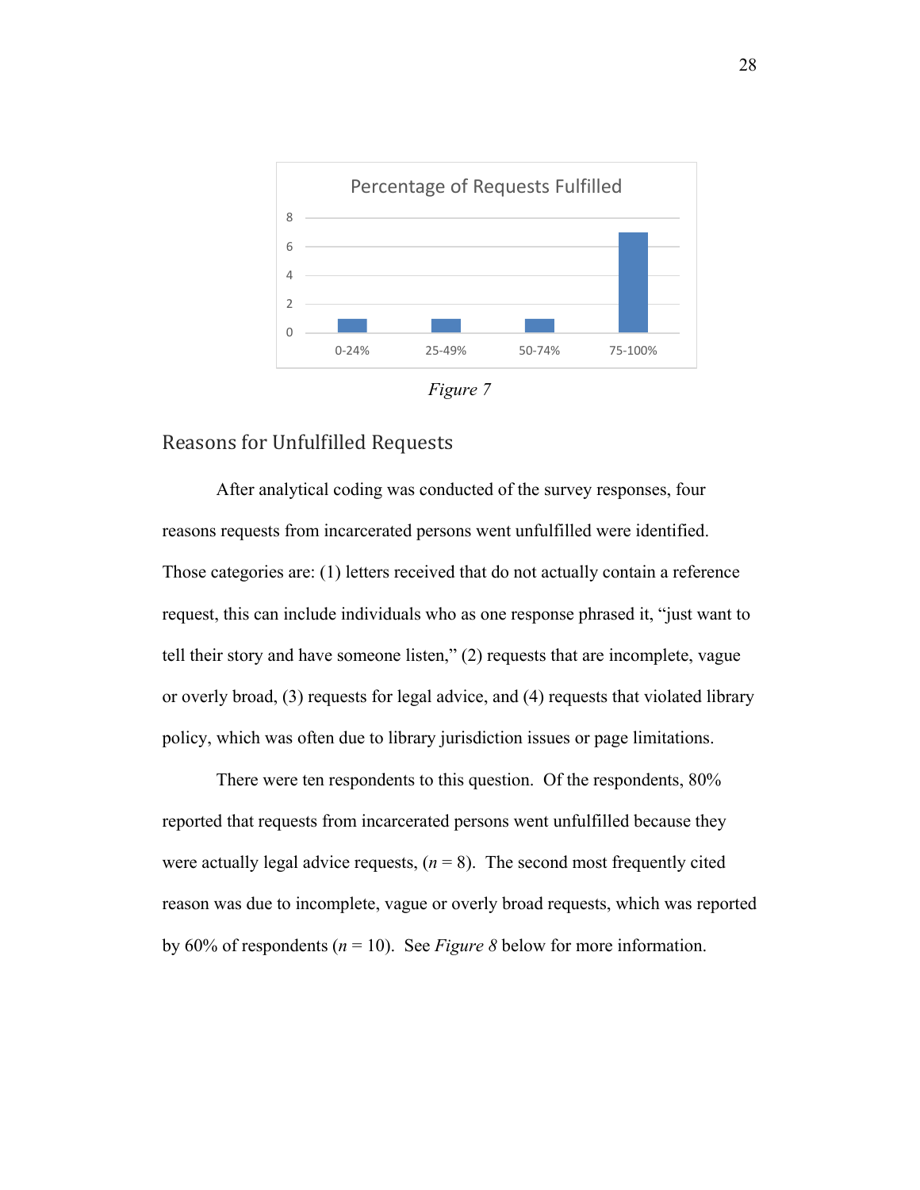Figure 7

## Reasons for Unfulfilled Requests

After analytical coding was conducted of the survey responses, four reasons requests from incarcerated persons went unfulfilled were identified. Those categories are: (1) letters received that do not actually contain a reference request, this can include individuals who as one response phrased it, "just want to tell their story and have someone listen," (2) requests that are incomplete, vague or overly broad, (3) requests for legal advice, and (4) requests that violated library policy, which was often due to library jurisdiction issues or page limitations.

There were ten respondents to this question. Of the respondents, 80% reported that requests from incarcerated persons went unfulfilled because they were actually legal advice requests, ($n$ = 8). The second most frequently cited reason was due to incomplete, vague or overly broad requests, which was reported by 60% of respondents ($n$ = 10). See *Figure 8* below for more information.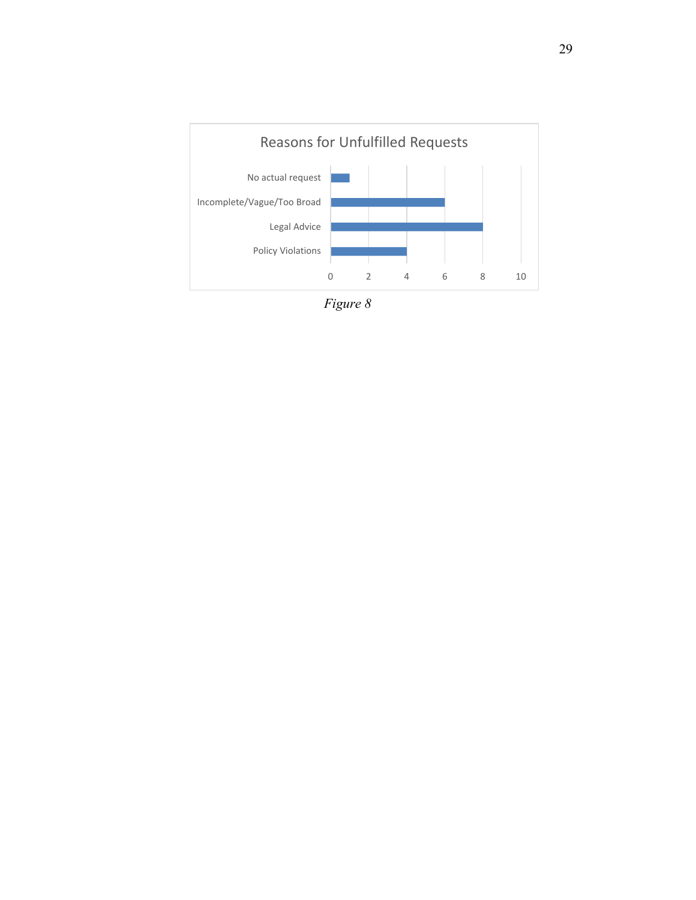**Reasons for Unfulfilled Requests**

| Reason | Count |
|---|---|
| No actual request | 1 |
| Incomplete/Vague/Too Broad | 6 |
| Legal Advice | 8 |
| Policy Violations | 4 |

*Figure 8*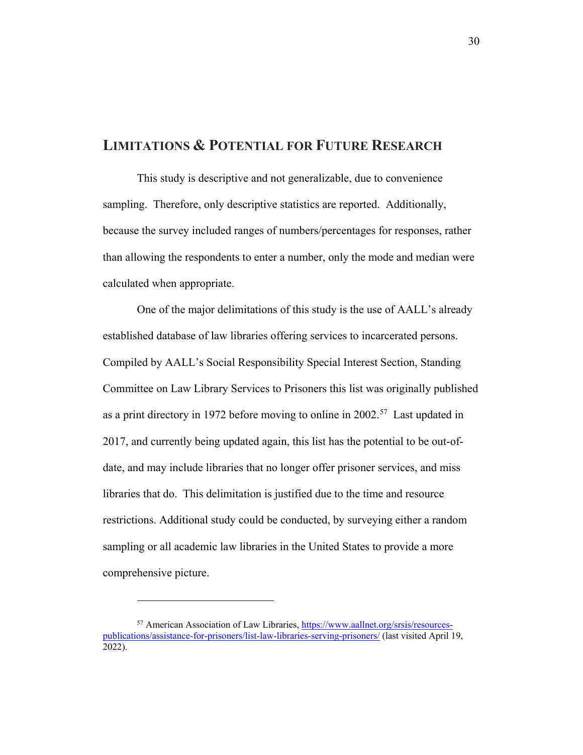## LIMITATIONS & POTENTIAL FOR FUTURE RESEARCH

This study is descriptive and not generalizable, due to convenience sampling. Therefore, only descriptive statistics are reported. Additionally, because the survey included ranges of numbers/percentages for responses, rather than allowing the respondents to enter a number, only the mode and median were calculated when appropriate.

One of the major delimitations of this study is the use of AALL's already established database of law libraries offering services to incarcerated persons. Compiled by AALL's Social Responsibility Special Interest Section, Standing Committee on Law Library Services to Prisoners this list was originally published as a print directory in 1972 before moving to online in 2002.[57] Last updated in 2017, and currently being updated again, this list has the potential to be out-of-date, and may include libraries that no longer offer prisoner services, and miss libraries that do. This delimitation is justified due to the time and resource restrictions. Additional study could be conducted, by surveying either a random sampling or all academic law libraries in the United States to provide a more comprehensive picture.

---

[57] American Association of Law Libraries, https://www.aallnet.org/srsis/resources-publications/assistance-for-prisoners/list-law-libraries-serving-prisoners/ (last visited April 19, 2022).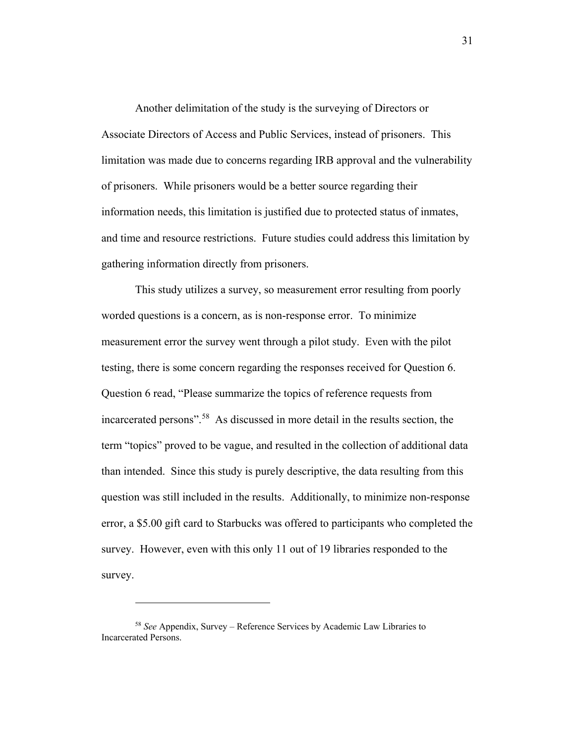Another delimitation of the study is the surveying of Directors or Associate Directors of Access and Public Services, instead of prisoners. This limitation was made due to concerns regarding IRB approval and the vulnerability of prisoners. While prisoners would be a better source regarding their information needs, this limitation is justified due to protected status of inmates, and time and resource restrictions. Future studies could address this limitation by gathering information directly from prisoners.

This study utilizes a survey, so measurement error resulting from poorly worded questions is a concern, as is non-response error. To minimize measurement error the survey went through a pilot study. Even with the pilot testing, there is some concern regarding the responses received for Question 6. Question 6 read, "Please summarize the topics of reference requests from incarcerated persons".[58] As discussed in more detail in the results section, the term "topics" proved to be vague, and resulted in the collection of additional data than intended. Since this study is purely descriptive, the data resulting from this question was still included in the results. Additionally, to minimize non-response error, a $5.00 gift card to Starbucks was offered to participants who completed the survey. However, even with this only 11 out of 19 libraries responded to the survey.

---

[58] *See* Appendix, Survey – Reference Services by Academic Law Libraries to Incarcerated Persons.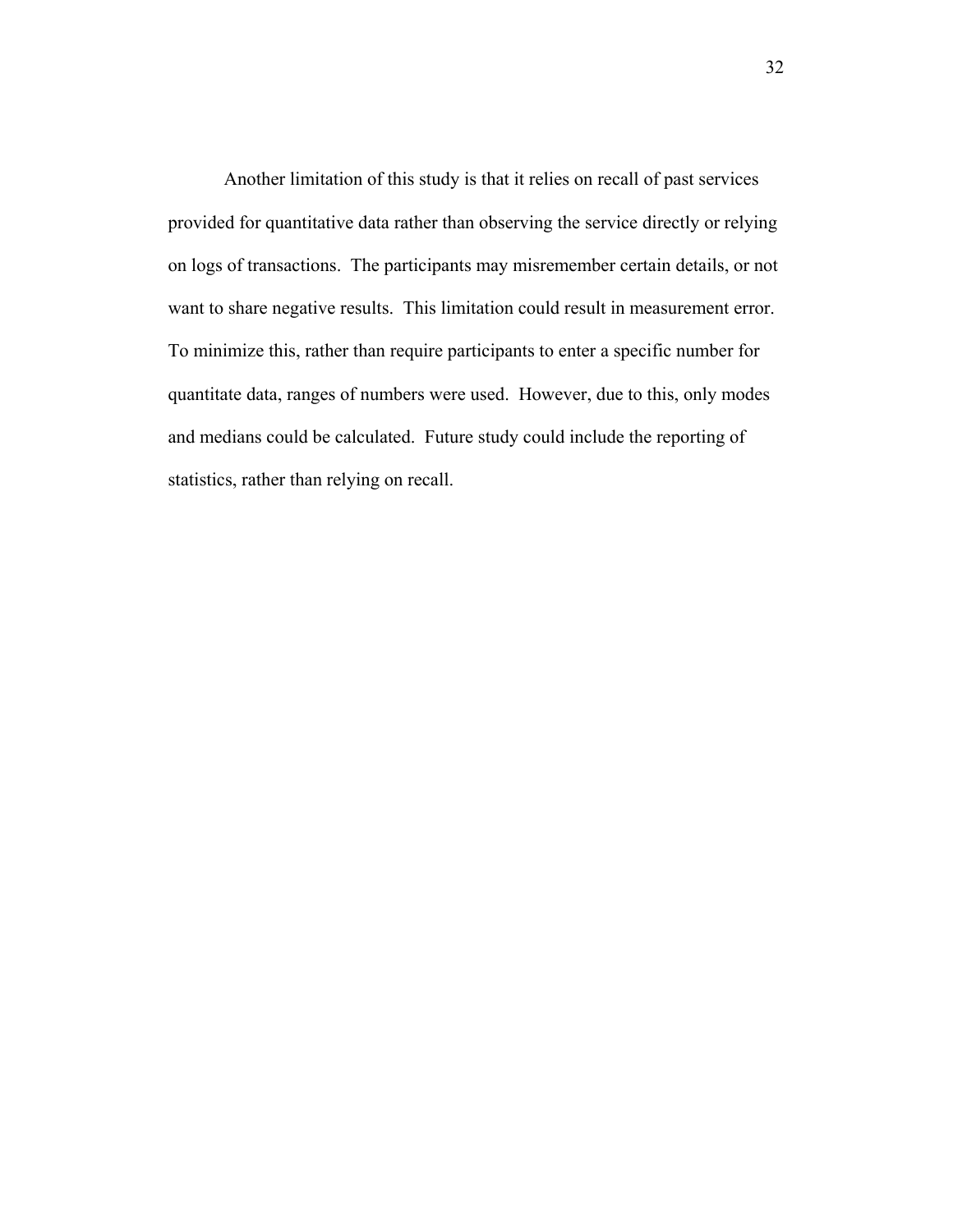Another limitation of this study is that it relies on recall of past services provided for quantitative data rather than observing the service directly or relying on logs of transactions. The participants may misremember certain details, or not want to share negative results. This limitation could result in measurement error. To minimize this, rather than require participants to enter a specific number for quantitate data, ranges of numbers were used. However, due to this, only modes and medians could be calculated. Future study could include the reporting of statistics, rather than relying on recall.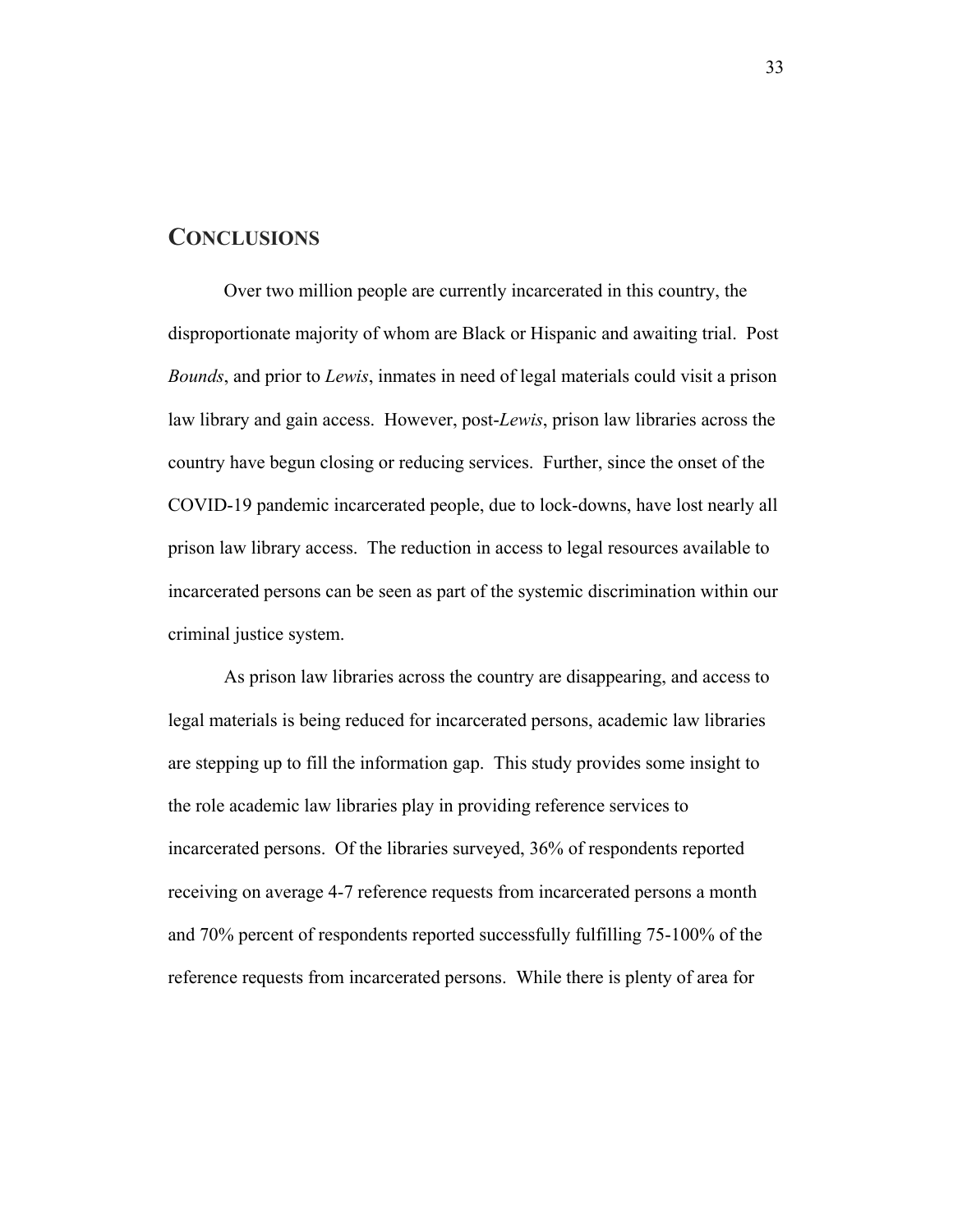## CONCLUSIONS

Over two million people are currently incarcerated in this country, the disproportionate majority of whom are Black or Hispanic and awaiting trial. Post *Bounds*, and prior to *Lewis*, inmates in need of legal materials could visit a prison law library and gain access. However, post-*Lewis*, prison law libraries across the country have begun closing or reducing services. Further, since the onset of the COVID-19 pandemic incarcerated people, due to lock-downs, have lost nearly all prison law library access. The reduction in access to legal resources available to incarcerated persons can be seen as part of the systemic discrimination within our criminal justice system.

As prison law libraries across the country are disappearing, and access to legal materials is being reduced for incarcerated persons, academic law libraries are stepping up to fill the information gap. This study provides some insight to the role academic law libraries play in providing reference services to incarcerated persons. Of the libraries surveyed, 36% of respondents reported receiving on average 4-7 reference requests from incarcerated persons a month and 70% percent of respondents reported successfully fulfilling 75-100% of the reference requests from incarcerated persons. While there is plenty of area for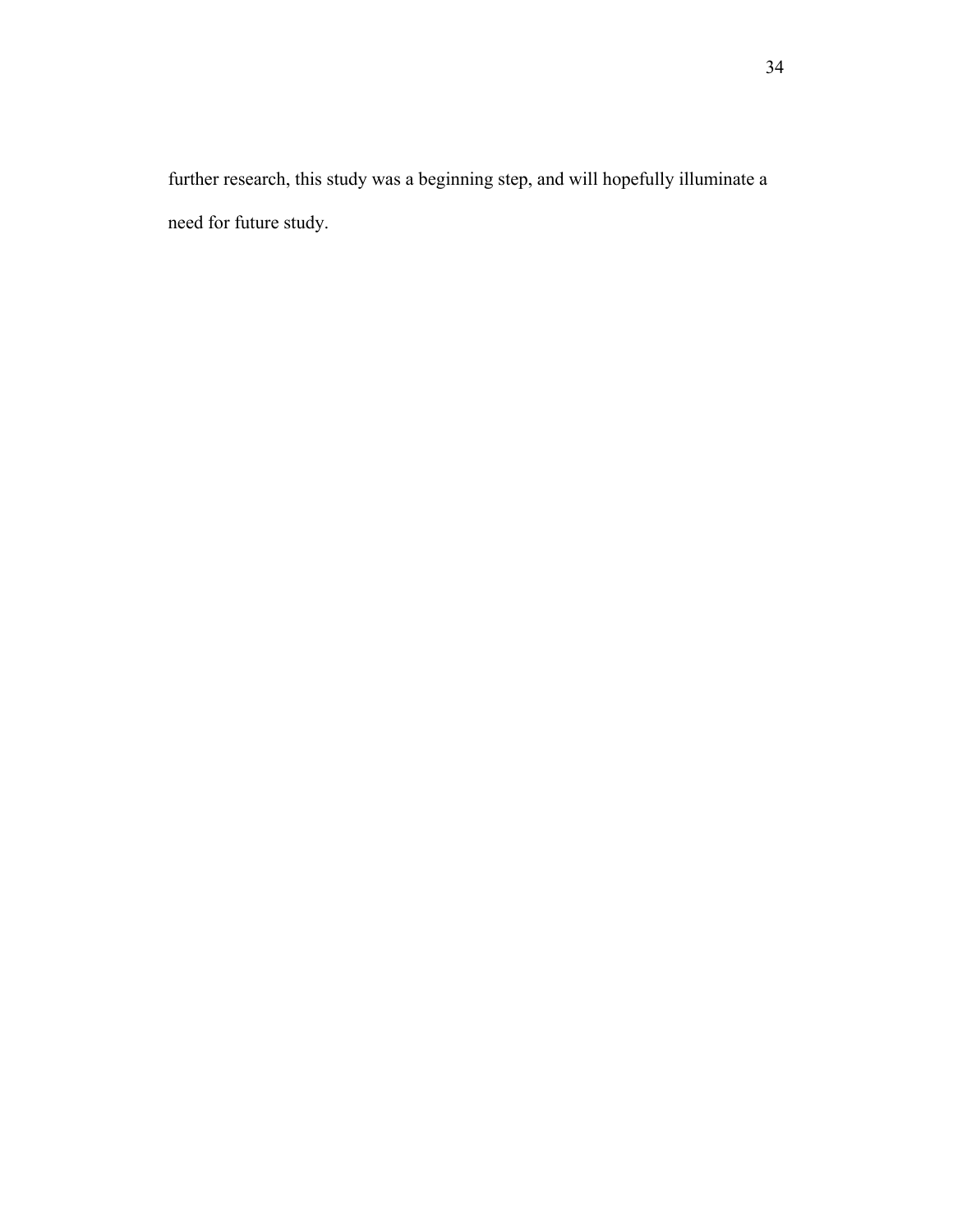further research, this study was a beginning step, and will hopefully illuminate a need for future study.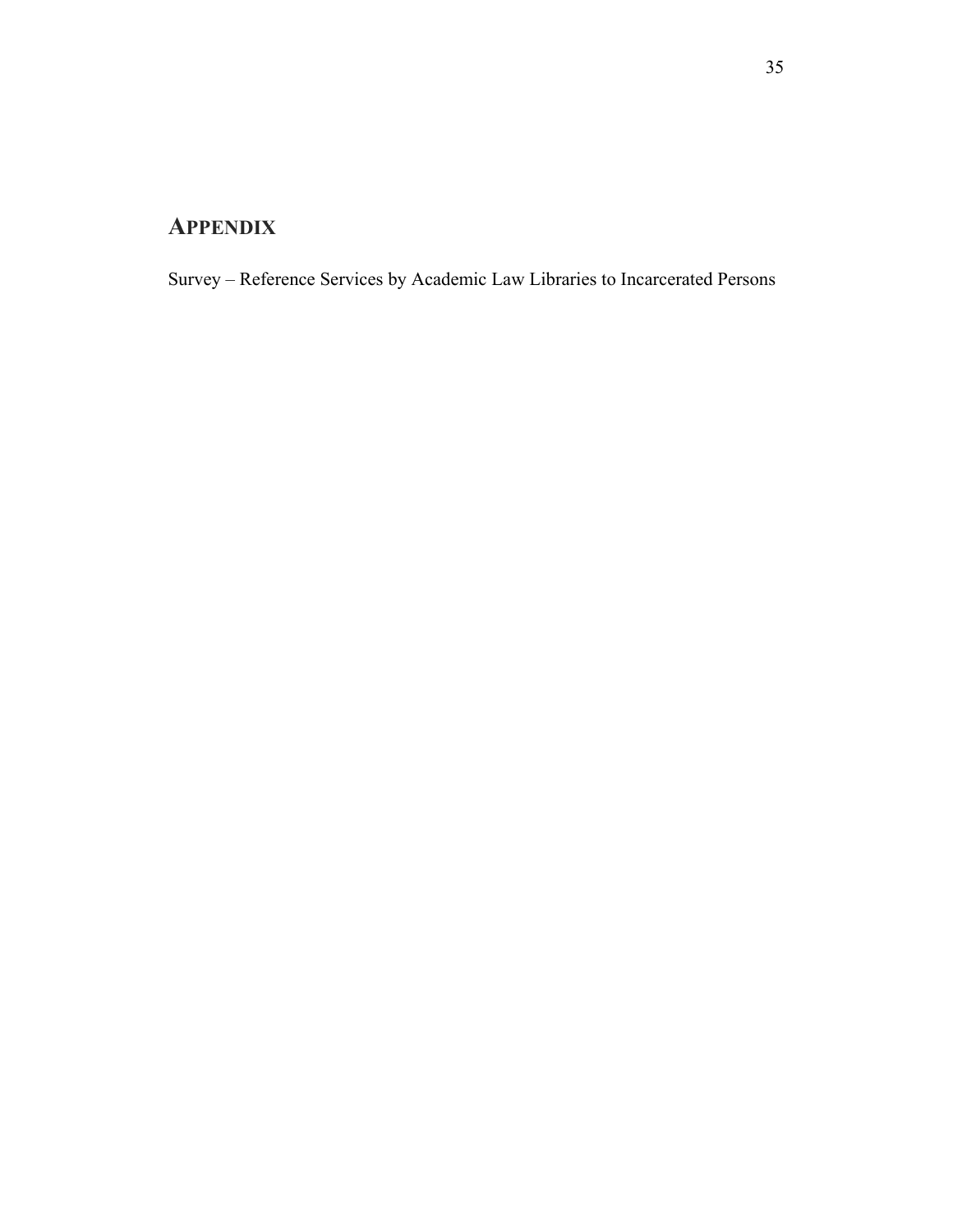# Appendix

Survey – Reference Services by Academic Law Libraries to Incarcerated Persons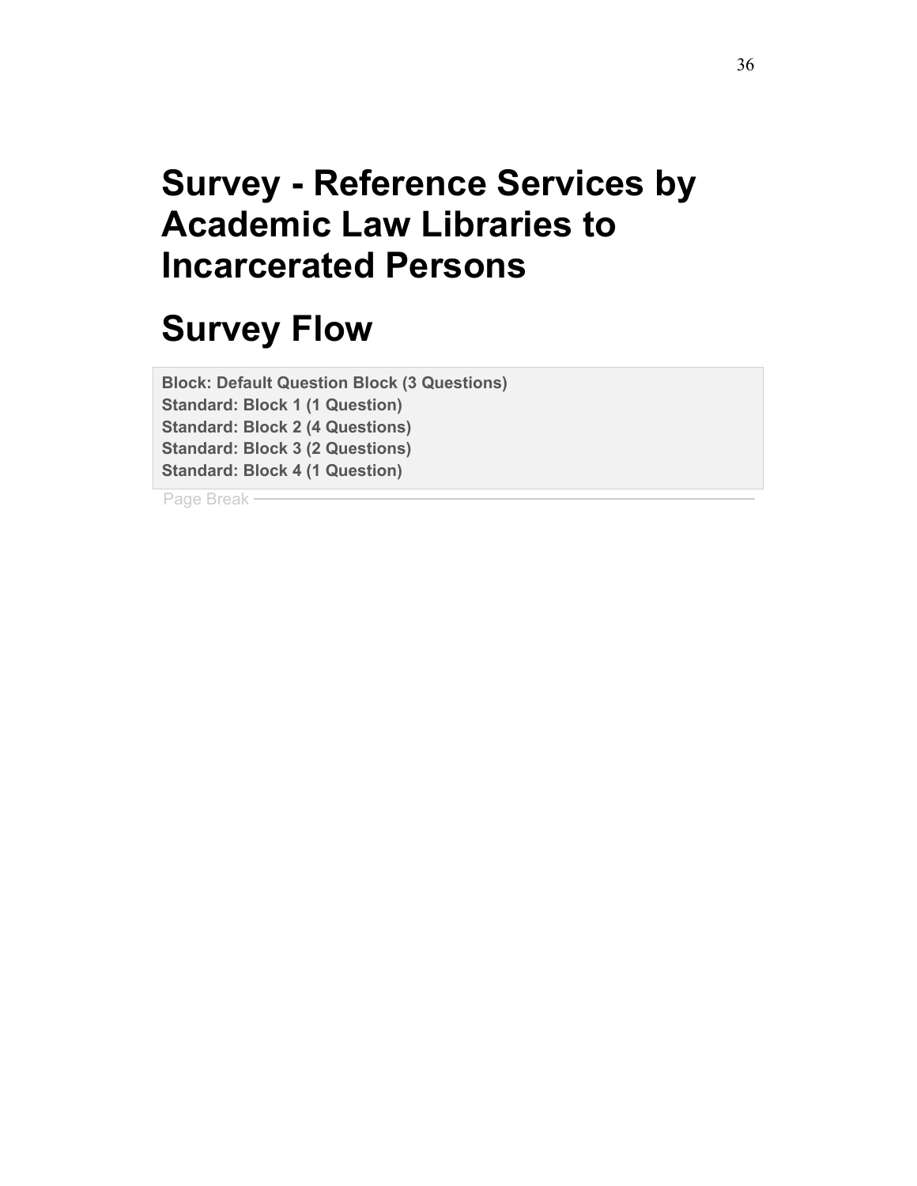# Survey - Reference Services by Academic Law Libraries to Incarcerated Persons

# Survey Flow

**Block: Default Question Block (3 Questions)**
**Standard: Block 1 (1 Question)**
**Standard: Block 2 (4 Questions)**
**Standard: Block 3 (2 Questions)**
**Standard: Block 4 (1 Question)**

Page Break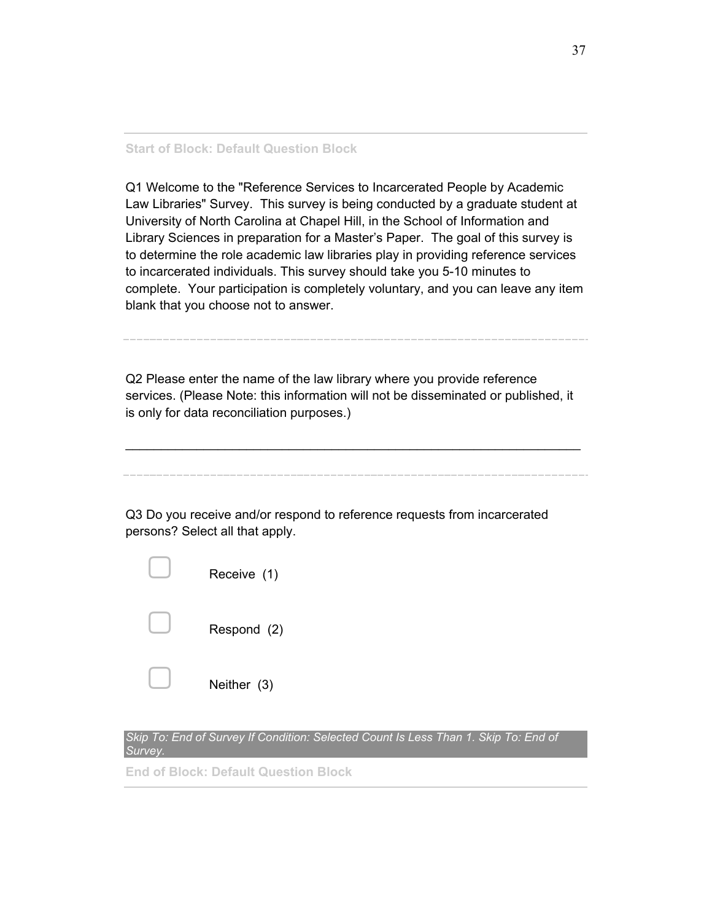**Start of Block: Default Question Block**

Q1 Welcome to the "Reference Services to Incarcerated People by Academic Law Libraries" Survey. This survey is being conducted by a graduate student at University of North Carolina at Chapel Hill, in the School of Information and Library Sciences in preparation for a Master's Paper. The goal of this survey is to determine the role academic law libraries play in providing reference services to incarcerated individuals. This survey should take you 5-10 minutes to complete. Your participation is completely voluntary, and you can leave any item blank that you choose not to answer.

---

Q2 Please enter the name of the law library where you provide reference services. (Please Note: this information will not be disseminated or published, it is only for data reconciliation purposes.)

________________________________________________________________

---

Q3 Do you receive and/or respond to reference requests from incarcerated persons? Select all that apply.

- ▢ Receive (1)
- ▢ Respond (2)
- ▢ Neither (3)

*Skip To: End of Survey If Condition: Selected Count Is Less Than 1. Skip To: End of Survey.*

**End of Block: Default Question Block**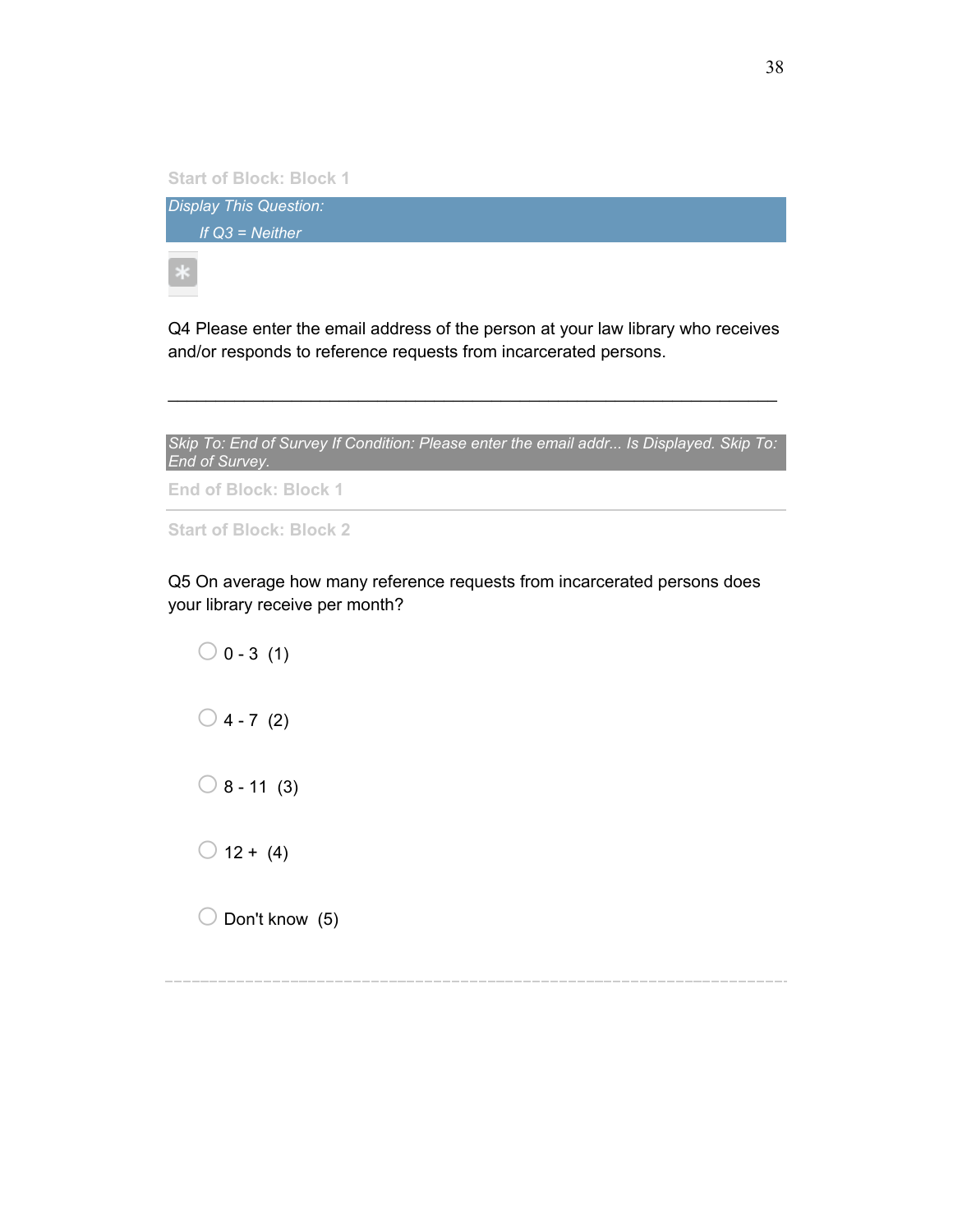Start of Block: Block 1

*Display This Question:*

*If Q3 = Neither*

*

Q4 Please enter the email address of the person at your law library who receives and/or responds to reference requests from incarcerated persons.

________________________________________________________________

*Skip To: End of Survey If Condition: Please enter the email addr... Is Displayed. Skip To: End of Survey.*

End of Block: Block 1

---

Start of Block: Block 2

Q5 On average how many reference requests from incarcerated persons does your library receive per month?

- ○ 0 - 3 (1)
- ○ 4 - 7 (2)
- ○ 8 - 11 (3)
- ○ 12 + (4)
- ○ Don't know (5)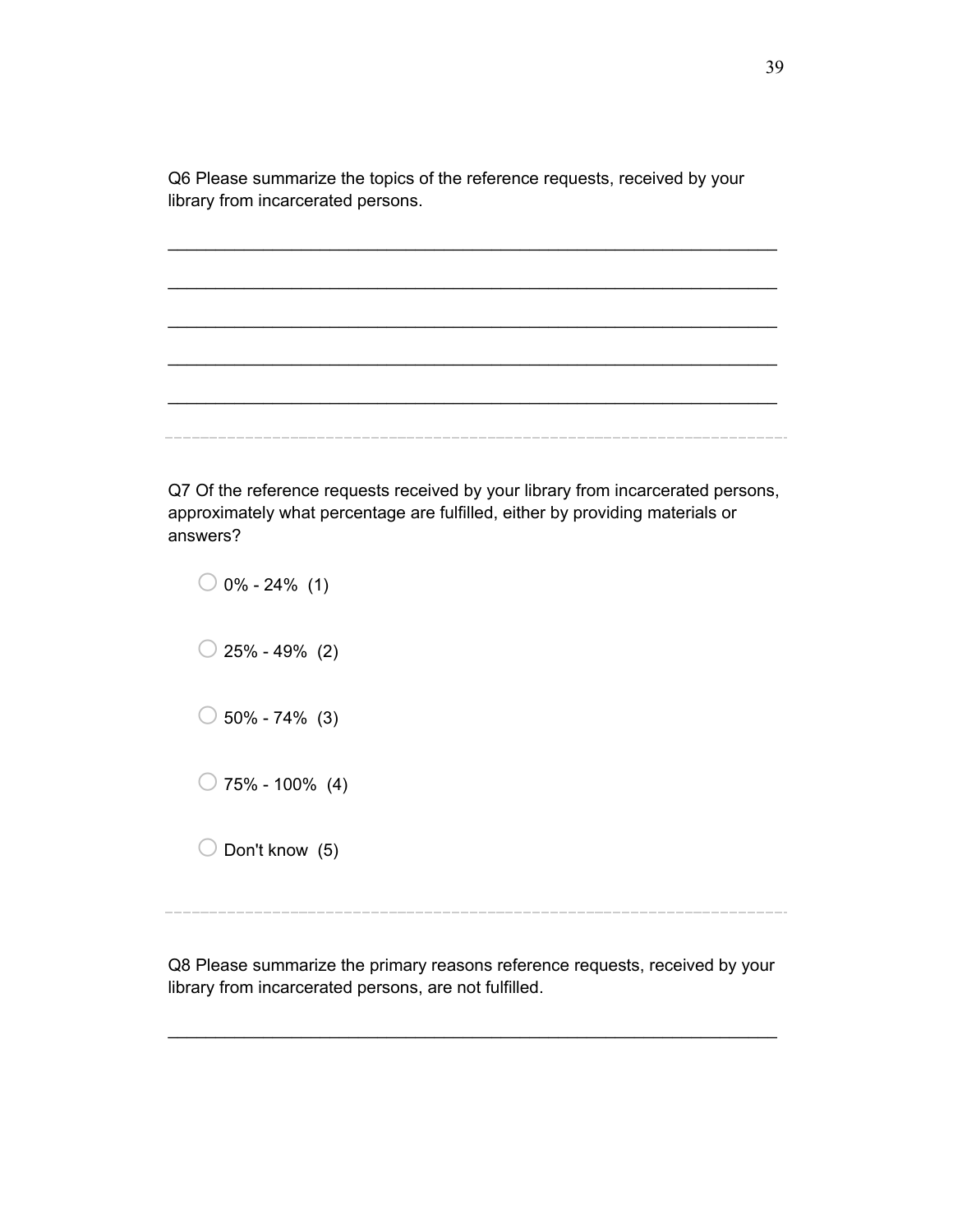Q6 Please summarize the topics of the reference requests, received by your library from incarcerated persons.

________________________________________________________________

________________________________________________________________

________________________________________________________________

________________________________________________________________

________________________________________________________________

Q7 Of the reference requests received by your library from incarcerated persons, approximately what percentage are fulfilled, either by providing materials or answers?

- ○ 0% - 24% (1)
- ○ 25% - 49% (2)
- ○ 50% - 74% (3)
- ○ 75% - 100% (4)
- ○ Don't know (5)

Q8 Please summarize the primary reasons reference requests, received by your library from incarcerated persons, are not fulfilled.

________________________________________________________________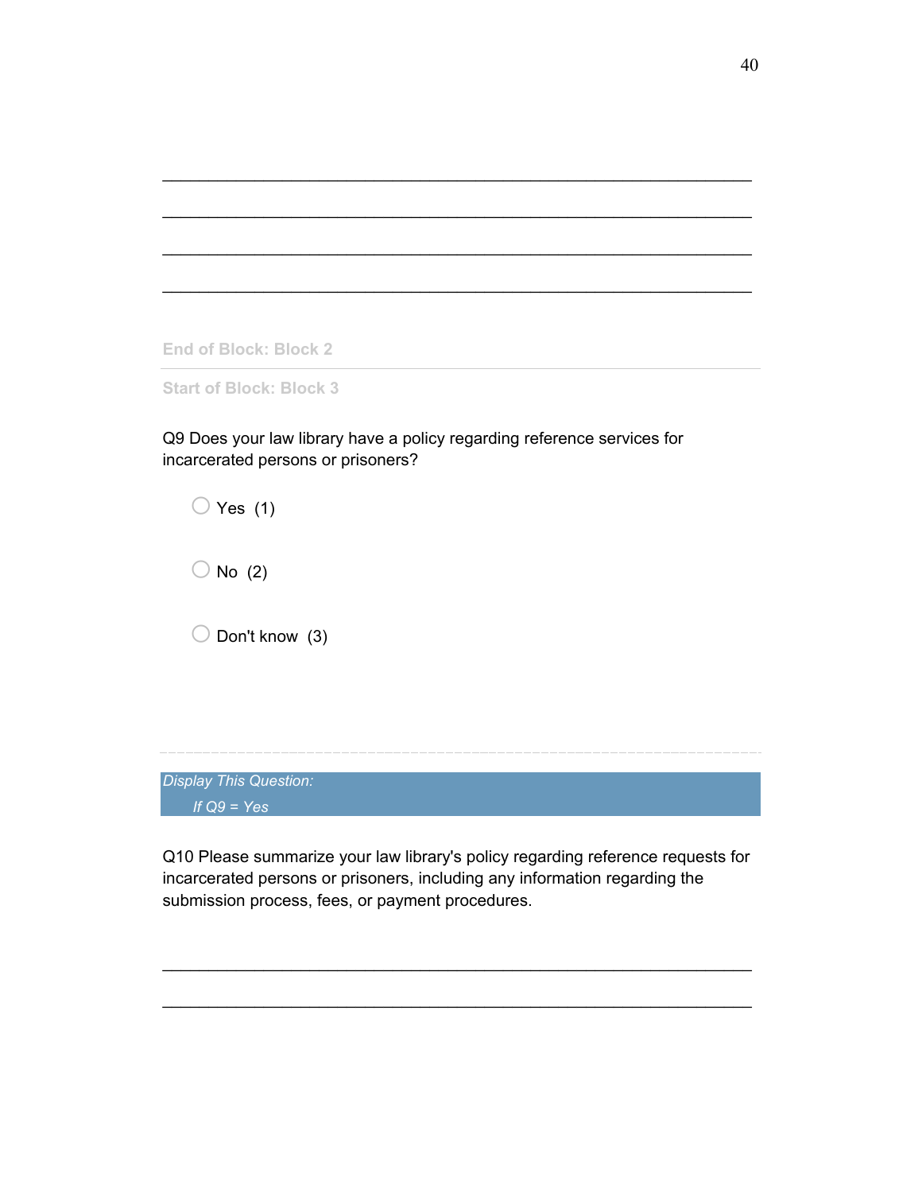________________________________________________________________

________________________________________________________________

________________________________________________________________

________________________________________________________________

End of Block: Block 2

---

Start of Block: Block 3

Q9 Does your law library have a policy regarding reference services for incarcerated persons or prisoners?

- Yes (1)
- No (2)
- Don't know (3)

---

*Display This Question:*

*If Q9 = Yes*

Q10 Please summarize your law library's policy regarding reference requests for incarcerated persons or prisoners, including any information regarding the submission process, fees, or payment procedures.

________________________________________________________________

________________________________________________________________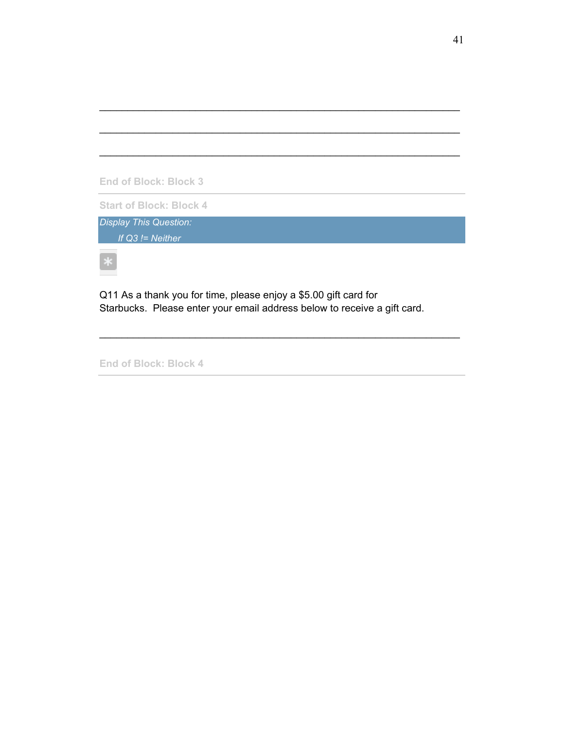\_\_\_\_\_\_\_\_\_\_\_\_\_\_\_\_\_\_\_\_\_\_\_\_\_\_\_\_\_\_\_\_\_\_\_\_\_\_\_\_\_\_\_\_\_\_\_\_\_\_\_\_\_\_\_\_\_\_\_\_\_\_\_\_

\_\_\_\_\_\_\_\_\_\_\_\_\_\_\_\_\_\_\_\_\_\_\_\_\_\_\_\_\_\_\_\_\_\_\_\_\_\_\_\_\_\_\_\_\_\_\_\_\_\_\_\_\_\_\_\_\_\_\_\_\_\_\_\_

\_\_\_\_\_\_\_\_\_\_\_\_\_\_\_\_\_\_\_\_\_\_\_\_\_\_\_\_\_\_\_\_\_\_\_\_\_\_\_\_\_\_\_\_\_\_\_\_\_\_\_\_\_\_\_\_\_\_\_\_\_\_\_\_

End of Block: Block 3

---

Start of Block: Block 4

*Display This Question:*

*If Q3 != Neither*

\*

Q11 As a thank you for time, please enjoy a $5.00 gift card for Starbucks. Please enter your email address below to receive a gift card.

\_\_\_\_\_\_\_\_\_\_\_\_\_\_\_\_\_\_\_\_\_\_\_\_\_\_\_\_\_\_\_\_\_\_\_\_\_\_\_\_\_\_\_\_\_\_\_\_\_\_\_\_\_\_\_\_\_\_\_\_\_\_\_\_

End of Block: Block 4

---